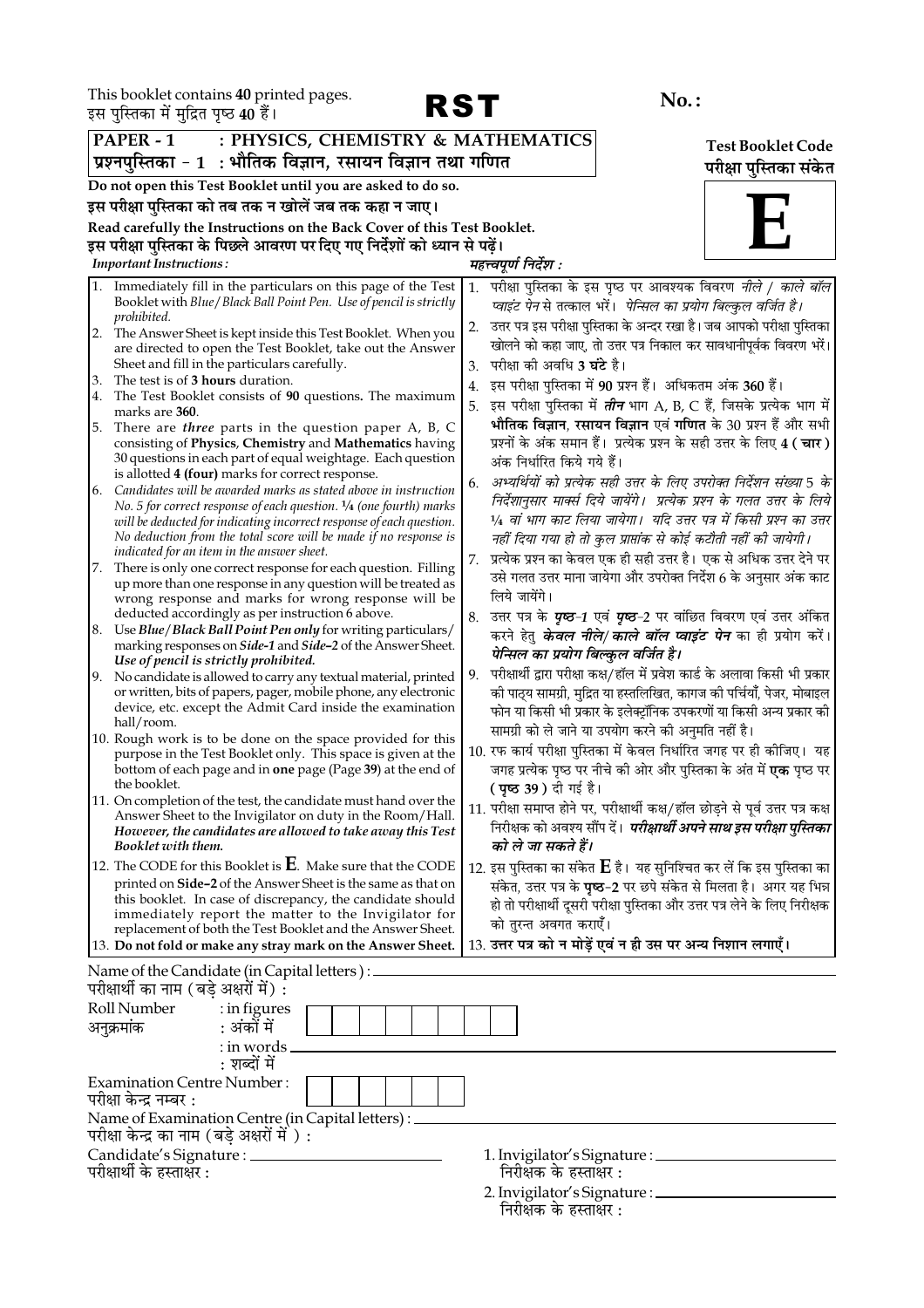This booklet contains **40** printed pages.
इस पुस्तिका में मुद्रित पृष्ठ **40** हैं।

# RST

**No. :**

**PAPER - 1 : PHYSICS, CHEMISTRY & MATHEMATICS**
**प्रश्नपुस्तिका - 1 : भौतिक विज्ञान, रसायन विज्ञान तथा गणित**

**Test Booklet Code**
**परीक्षा पुस्तिका संकेत**

# E

**Do not open this Test Booklet until you are asked to do so.**
**इस परीक्षा पुस्तिका को तब तक न खोलें जब तक कहा न जाए।**

**Read carefully the Instructions on the Back Cover of this Test Booklet.**
**इस परीक्षा पुस्तिका के पिछले आवरण पर दिए गए निर्देशों को ध्यान से पढ़ें।**

***Important Instructions :***

1. Immediately fill in the particulars on this page of the Test Booklet with *Blue/Black Ball Point Pen*. *Use of pencil is strictly prohibited.*
2. The Answer Sheet is kept inside this Test Booklet. When you are directed to open the Test Booklet, take out the Answer Sheet and fill in the particulars carefully.
3. The test is of **3 hours** duration.
4. The Test Booklet consists of **90** questions**.** The maximum marks are **360**.
5. There are ***three*** parts in the question paper A, B, C consisting of **Physics**, **Chemistry** and **Mathematics** having 30 questions in each part of equal weightage. Each question is allotted **4 (four)** marks for correct response.
6. *Candidates will be awarded marks as stated above in instruction No. 5 for correct response of each question. ¼ (one fourth) marks will be deducted for indicating incorrect response of each question. No deduction from the total score will be made if no response is indicated for an item in the answer sheet.*
7. There is only one correct response for each question. Filling up more than one response in any question will be treated as wrong response and marks for wrong response will be deducted accordingly as per instruction 6 above.
8. Use *Blue/Black Ball Point Pen only* for writing particulars/ marking responses on *Side-1* and *Side-2* of the Answer Sheet. *Use of pencil is strictly prohibited.*
9. No candidate is allowed to carry any textual material, printed or written, bits of papers, pager, mobile phone, any electronic device, etc. except the Admit Card inside the examination hall/room.
10. Rough work is to be done on the space provided for this purpose in the Test Booklet only. This space is given at the bottom of each page and in **one** page (Page **39**) at the end of the booklet.
11. On completion of the test, the candidate must hand over the Answer Sheet to the Invigilator on duty in the Room/Hall. *However, the candidates are allowed to take away this Test Booklet with them.*
12. The CODE for this Booklet is **E**. Make sure that the CODE printed on **Side-2** of the Answer Sheet is the same as that on this booklet. In case of discrepancy, the candidate should immediately report the matter to the Invigilator for replacement of both the Test Booklet and the Answer Sheet.
13. **Do not fold or make any stray mark on the Answer Sheet.**

***महत्त्वपूर्ण निर्देश :***

1. परीक्षा पुस्तिका के इस पृष्ठ पर आवश्यक विवरण *नीले / काले बॉल प्वाइंट पेन* से तत्काल भरें। *पेन्सिल का प्रयोग बिल्कुल वर्जित है।*
2. उत्तर पत्र इस परीक्षा पुस्तिका के अन्दर रखा है। जब आपको परीक्षा पुस्तिका खोलने को कहा जाए, तो उत्तर पत्र निकाल कर सावधानीपूर्वक विवरण भरें।
3. परीक्षा की अवधि **3 घंटे** है।
4. इस परीक्षा पुस्तिका में **90** प्रश्न हैं। अधिकतम अंक **360** हैं।
5. इस परीक्षा पुस्तिका में ***तीन*** भाग A, B, C हैं, जिसके प्रत्येक भाग में **भौतिक विज्ञान**, **रसायन विज्ञान** एवं **गणित** के 30 प्रश्न हैं और सभी प्रश्नों के अंक समान हैं। प्रत्येक प्रश्न के सही उत्तर के लिए **4 ( चार )** अंक निर्धारित किये गये हैं।
6. *अभ्यर्थियों को प्रत्येक सही उत्तर के लिए उपरोक्त निर्देशन संख्या 5 के निर्देशानुसार मार्क्स दिये जायेंगे। प्रत्येक प्रश्न के गलत उत्तर के लिये ¼ वां भाग काट लिया जायेगा। यदि उत्तर पत्र में किसी प्रश्न का उत्तर नहीं दिया गया हो तो कुल प्राप्तांक से कोई कटौती नहीं की जायेगी।*
7. प्रत्येक प्रश्न का केवल एक ही सही उत्तर है। एक से अधिक उत्तर देने पर उसे गलत उत्तर माना जायेगा और उपरोक्त निर्देश 6 के अनुसार अंक काट लिये जायेंगे।
8. उत्तर पत्र के ***पृष्ठ-1*** एवं ***पृष्ठ-2*** पर वांछित विवरण एवं उत्तर अंकित करने हेतु ***केवल नीले/ काले बॉल प्वाइंट पेन*** का ही प्रयोग करें। ***पेन्सिल का प्रयोग बिल्कुल वर्जित है।***
9. परीक्षार्थी द्वारा परीक्षा कक्ष/हॉल में प्रवेश कार्ड के अलावा किसी भी प्रकार की पाठ्य सामग्री, मुद्रित या हस्तलिखित, कागज की पर्चियाँ, पेजर, मोबाइल फोन या किसी भी प्रकार के इलेक्ट्रॉनिक उपकरणों या किसी अन्य प्रकार की सामग्री को ले जाने या उपयोग करने की अनुमति नहीं है।
10. रफ कार्य परीक्षा पुस्तिका में केवल निर्धारित जगह पर ही कीजिए। यह जगह प्रत्येक पृष्ठ पर नीचे की ओर और पुस्तिका के अंत में **एक** पृष्ठ पर **( पृष्ठ 39 )** दी गई है।
11. परीक्षा समाप्त होने पर, परीक्षार्थी कक्ष/हॉल छोड़ने से पूर्व उत्तर पत्र कक्ष निरीक्षक को अवश्य सौंप दें। ***परीक्षार्थी अपने साथ इस परीक्षा पुस्तिका को ले जा सकते हैं।***
12. इस पुस्तिका का संकेत **E** है। यह सुनिश्चित कर लें कि इस पुस्तिका का संकेत, उत्तर पत्र के **पृष्ठ-2** पर छपे संकेत से मिलता है। अगर यह भिन्न हो तो परीक्षार्थी दूसरी परीक्षा पुस्तिका और उत्तर पत्र लेने के लिए निरीक्षक को तुरन्त अवगत कराएँ।
13. **उत्तर पत्र को न मोड़ें एवं न ही उस पर अन्य निशान लगाएँ।**

Name of the Candidate (in Capital letters) : ______________________________
परीक्षार्थी का नाम (बड़े अक्षरों में) :

Roll Number : in figures
अनुक्रमांक : अंकों में

| | | | | | | | | |
|---|---|---|---|---|---|---|---|---|

: in words ______________________________
: शब्दों में

Examination Centre Number :
परीक्षा केन्द्र नम्बर :

| | | | | | |
|---|---|---|---|---|---|

Name of Examination Centre (in Capital letters) : ______________________________
परीक्षा केन्द्र का नाम (बड़े अक्षरों में ) :

Candidate's Signature : ______________________
परीक्षार्थी के हस्ताक्षर :

1. Invigilator's Signature : ______________________
निरीक्षक के हस्ताक्षर :

2. Invigilator's Signature : ______________________
निरीक्षक के हस्ताक्षर :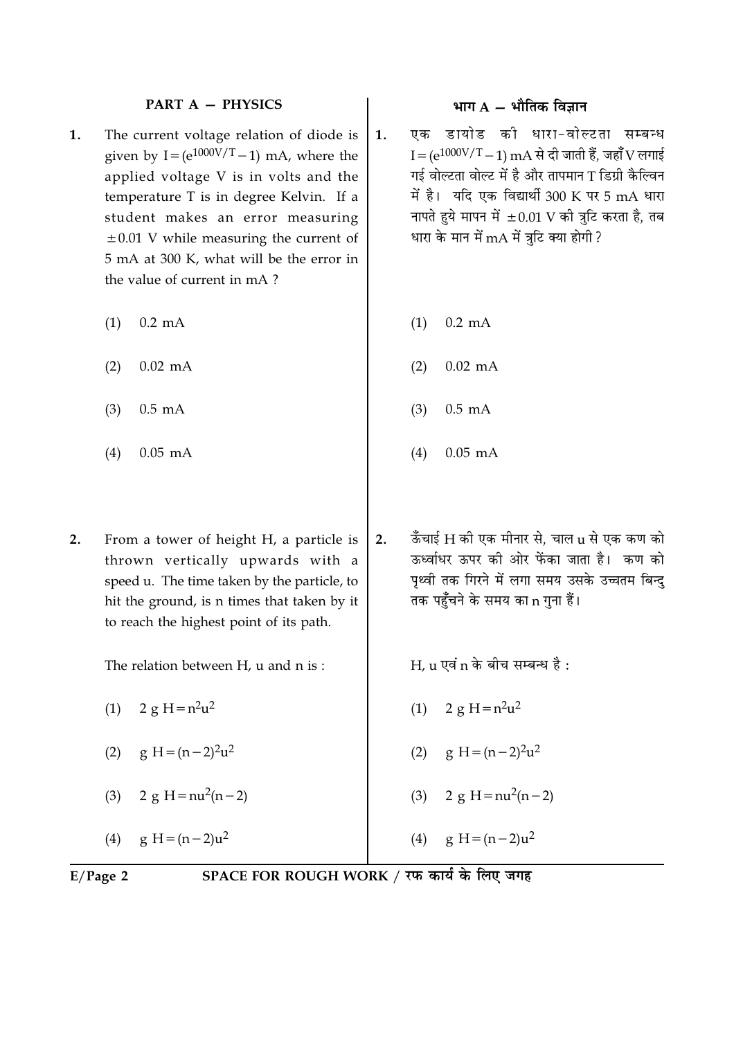## PART A — PHYSICS

## भाग A — भौतिक विज्ञान

**1.** The current voltage relation of diode is given by $I = (e^{1000V/T} - 1)$ mA, where the applied voltage V is in volts and the temperature T is in degree Kelvin. If a student makes an error measuring $\pm 0.01$ V while measuring the current of 5 mA at 300 K, what will be the error in the value of current in mA ?

(1) 0.2 mA

(2) 0.02 mA

(3) 0.5 mA

(4) 0.05 mA

**1.** एक डायोड की धारा-वोल्टता सम्बन्ध $I = (e^{1000V/T} - 1)$ mA से दी जाती हैं, जहाँ V लगाई गई वोल्टता वोल्ट में है और तापमान T डिग्री कैल्विन में है। यदि एक विद्यार्थी 300 K पर 5 mA धारा नापते हुये मापन में $\pm 0.01$ V की त्रुटि करता है, तब धारा के मान में mA में त्रुटि क्या होगी ?

(1) 0.2 mA

(2) 0.02 mA

(3) 0.5 mA

(4) 0.05 mA

**2.** From a tower of height H, a particle is thrown vertically upwards with a speed u. The time taken by the particle, to hit the ground, is n times that taken by it to reach the highest point of its path.

The relation between H, u and n is :

(1) $2\,g\,H = n^2u^2$

(2) $g\,H = (n-2)^2u^2$

(3) $2\,g\,H = nu^2(n-2)$

(4) $g\,H = (n-2)u^2$

**2.** ऊँचाई H की एक मीनार से, चाल u से एक कण को ऊर्ध्वाधर ऊपर की ओर फेंका जाता है। कण को पृथ्वी तक गिरने में लगा समय उसके उच्चतम बिन्दु तक पहुँचने के समय का n गुना हैं।

H, u एवं n के बीच सम्बन्ध है :

(1) $2\,g\,H = n^2u^2$

(2) $g\,H = (n-2)^2u^2$

(3) $2\,g\,H = nu^2(n-2)$

(4) $g\,H = (n-2)u^2$

SPACE FOR ROUGH WORK / रफ कार्य के लिए जगह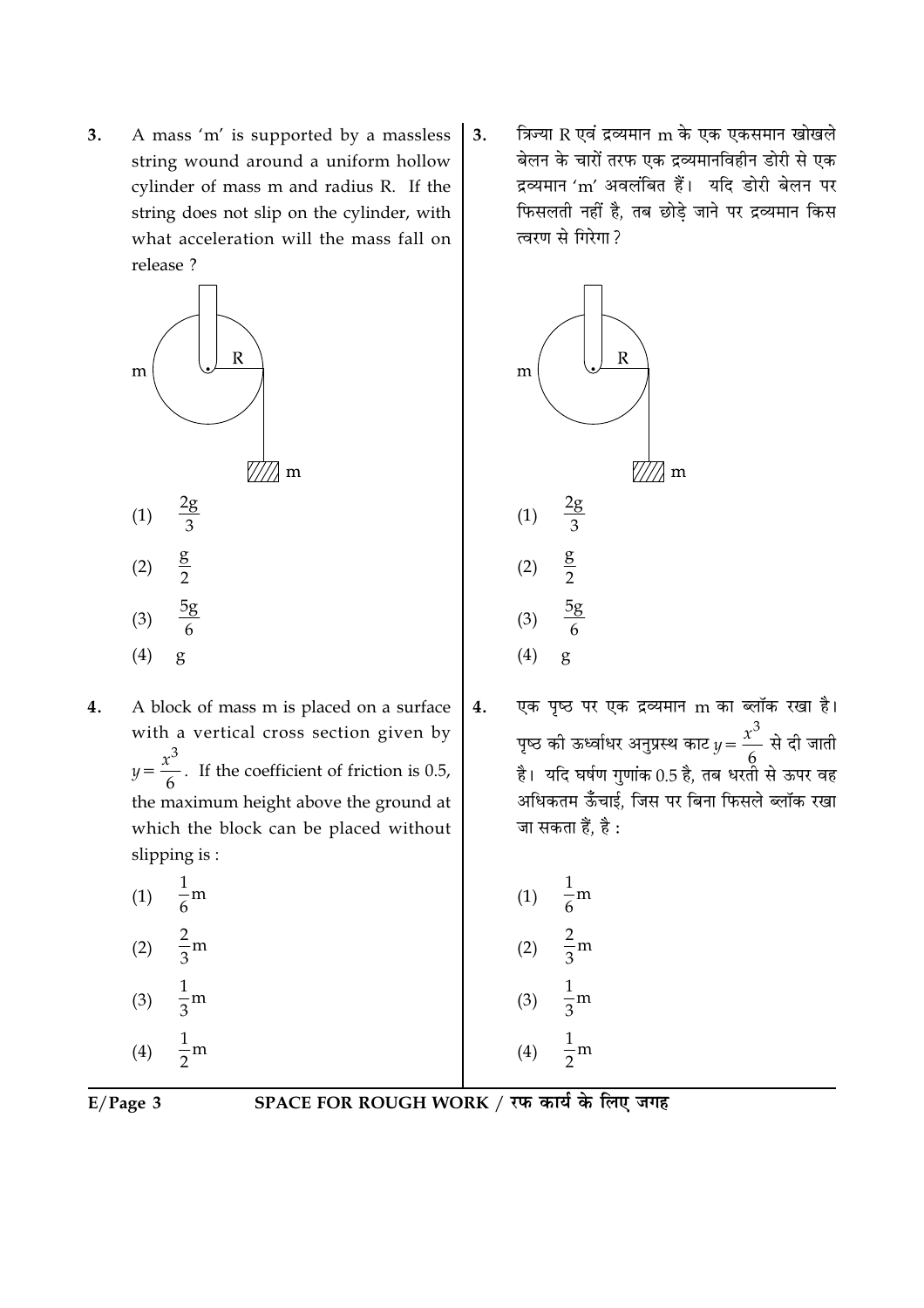3. A mass 'm' is supported by a massless string wound around a uniform hollow cylinder of mass m and radius R. If the string does not slip on the cylinder, with what acceleration will the mass fall on release ?

(1) $\frac{2g}{3}$

(2) $\frac{g}{2}$

(3) $\frac{5g}{6}$

(4) g

3. त्रिज्या R एवं द्रव्यमान m के एक एकसमान खोखले बेलन के चारों तरफ एक द्रव्यमानविहीन डोरी से एक द्रव्यमान 'm' अवलंबित हैं। यदि डोरी बेलन पर फिसलती नहीं है, तब छोड़े जाने पर द्रव्यमान किस त्वरण से गिरेगा ?

(1) $\frac{2g}{3}$

(2) $\frac{g}{2}$

(3) $\frac{5g}{6}$

(4) g

4. A block of mass m is placed on a surface with a vertical cross section given by $y=\frac{x^3}{6}$. If the coefficient of friction is 0.5, the maximum height above the ground at which the block can be placed without slipping is :

(1) $\frac{1}{6}$m

(2) $\frac{2}{3}$m

(3) $\frac{1}{3}$m

(4) $\frac{1}{2}$m

4. एक पृष्ठ पर एक द्रव्यमान m का ब्लॉक रखा है। पृष्ठ की ऊर्ध्वाधर अनुप्रस्थ काट $y=\frac{x^3}{6}$ से दी जाती है। यदि घर्षण गुणांक 0.5 है, तब धरती से ऊपर वह अधिकतम ऊँचाई, जिस पर बिना फिसले ब्लॉक रखा जा सकता हैं, है :

(1) $\frac{1}{6}$m

(2) $\frac{2}{3}$m

(3) $\frac{1}{3}$m

(4) $\frac{1}{2}$m

SPACE FOR ROUGH WORK / रफ कार्य के लिए जगह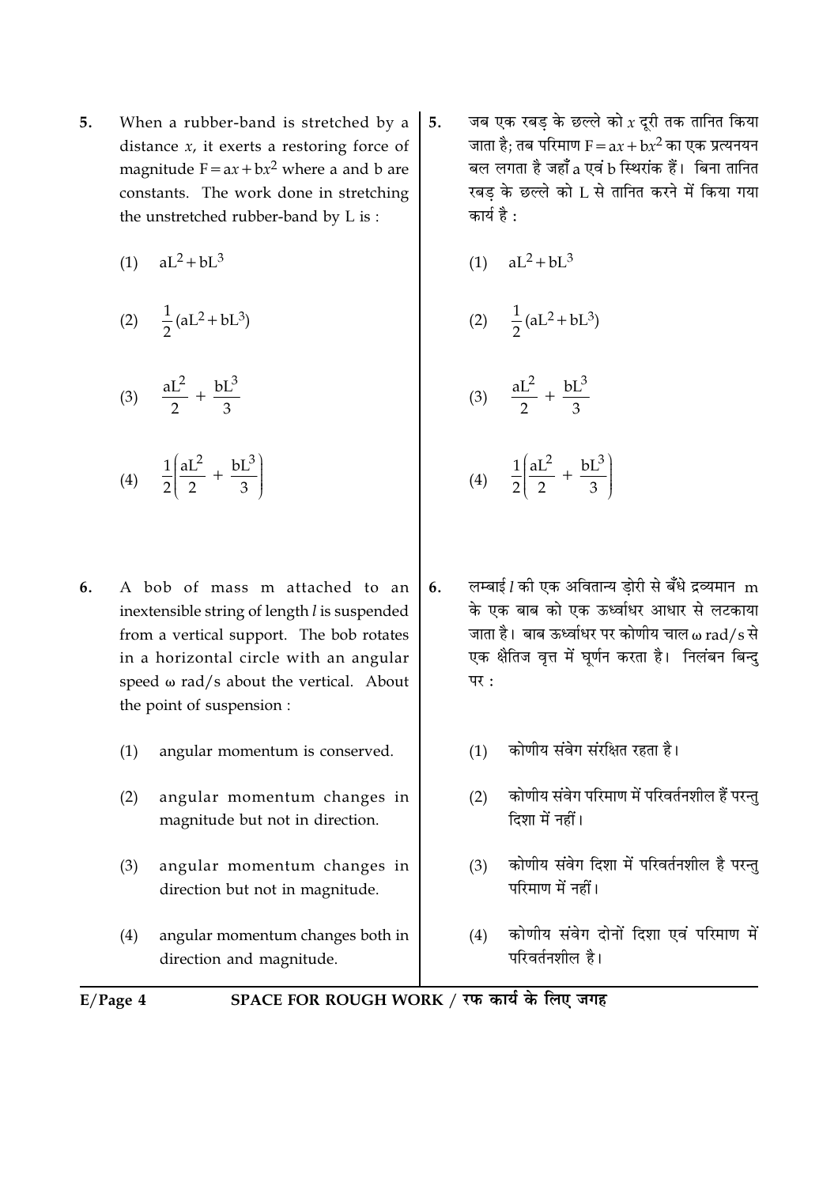5. When a rubber-band is stretched by a distance $x$, it exerts a restoring force of magnitude $F = ax + bx^2$ where a and b are constants. The work done in stretching the unstretched rubber-band by L is :

(1) $aL^2 + bL^3$

(2) $\frac{1}{2}(aL^2 + bL^3)$

(3) $\frac{aL^2}{2} + \frac{bL^3}{3}$

(4) $\frac{1}{2}\left(\frac{aL^2}{2} + \frac{bL^3}{3}\right)$

5. जब एक रबड़ के छल्ले को $x$ दूरी तक तानित किया जाता है; तब परिमाण $F = ax + bx^2$ का एक प्रत्यनयन बल लगता है जहाँ a एवं b स्थिरांक हैं। बिना तानित रबड़ के छल्ले को L से तानित करने में किया गया कार्य है :

(1) $aL^2 + bL^3$

(2) $\frac{1}{2}(aL^2 + bL^3)$

(3) $\frac{aL^2}{2} + \frac{bL^3}{3}$

(4) $\frac{1}{2}\left(\frac{aL^2}{2} + \frac{bL^3}{3}\right)$

6. A bob of mass m attached to an inextensible string of length $l$ is suspended from a vertical support. The bob rotates in a horizontal circle with an angular speed $\omega$ rad/s about the vertical. About the point of suspension :

(1) angular momentum is conserved.

(2) angular momentum changes in magnitude but not in direction.

(3) angular momentum changes in direction but not in magnitude.

(4) angular momentum changes both in direction and magnitude.

6. लम्बाई $l$ की एक अवितान्य ड़ोरी से बँधे द्रव्यमान m के एक बाब को एक ऊर्ध्वाधर आधार से लटकाया जाता है। बाब ऊर्ध्वाधर पर कोणीय चाल $\omega$ rad/s से एक क्षैतिज वृत्त में घूर्णन करता है। निलंबन बिन्दु पर :

(1) कोणीय संवेग संरक्षित रहता है।

(2) कोणीय संवेग परिमाण में परिवर्तनशील हैं परन्तु दिशा में नहीं।

(3) कोणीय संवेग दिशा में परिवर्तनशील है परन्तु परिमाण में नहीं।

(4) कोणीय संवेग दोनों दिशा एवं परिमाण में परिवर्तनशील है।

SPACE FOR ROUGH WORK / रफ कार्य के लिए जगह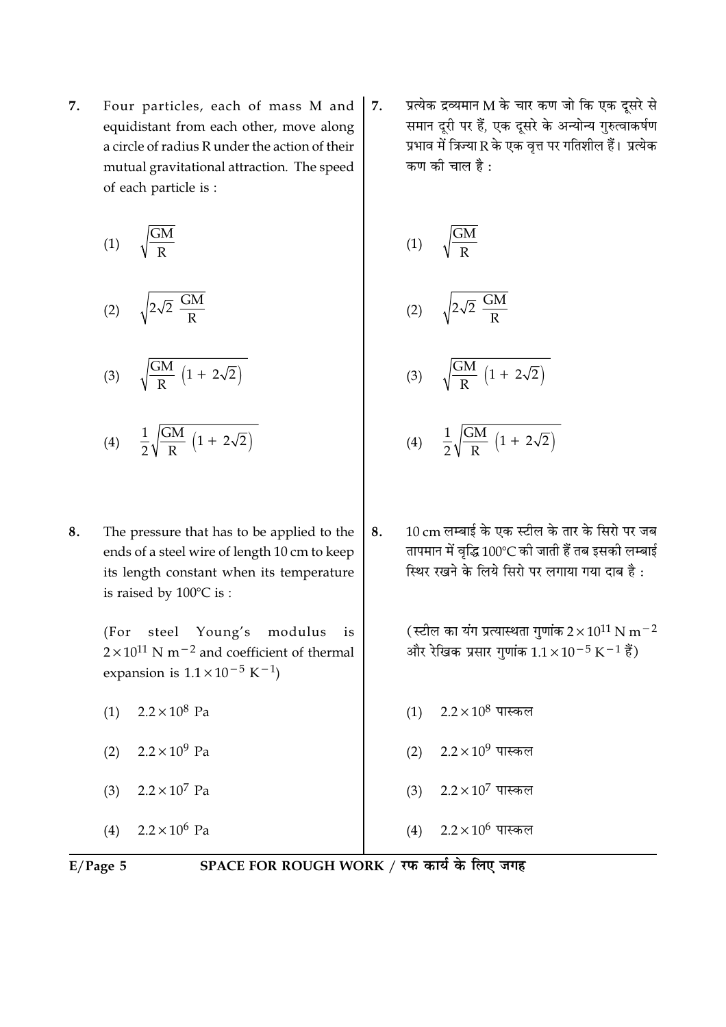**7.** Four particles, each of mass M and equidistant from each other, move along a circle of radius R under the action of their mutual gravitational attraction. The speed of each particle is :

(1) $\sqrt{\dfrac{GM}{R}}$

(2) $\sqrt{2\sqrt{2}\ \dfrac{GM}{R}}$

(3) $\sqrt{\dfrac{GM}{R}\left(1 + 2\sqrt{2}\right)}$

(4) $\dfrac{1}{2}\sqrt{\dfrac{GM}{R}\left(1 + 2\sqrt{2}\right)}$

**7.** प्रत्येक द्रव्यमान M के चार कण जो कि एक दूसरे से समान दूरी पर हैं, एक दूसरे के अन्योन्य गुरुत्वाकर्षण प्रभाव में त्रिज्या R के एक वृत्त पर गतिशील हैं। प्रत्येक कण की चाल है :

(1) $\sqrt{\dfrac{GM}{R}}$

(2) $\sqrt{2\sqrt{2}\ \dfrac{GM}{R}}$

(3) $\sqrt{\dfrac{GM}{R}\left(1 + 2\sqrt{2}\right)}$

(4) $\dfrac{1}{2}\sqrt{\dfrac{GM}{R}\left(1 + 2\sqrt{2}\right)}$

**8.** The pressure that has to be applied to the ends of a steel wire of length 10 cm to keep its length constant when its temperature is raised by 100°C is :

(For steel Young's modulus is $2 \times 10^{11}\ N\ m^{-2}$ and coefficient of thermal expansion is $1.1 \times 10^{-5}\ K^{-1}$)

(1) $2.2 \times 10^{8}$ Pa

(2) $2.2 \times 10^{9}$ Pa

(3) $2.2 \times 10^{7}$ Pa

(4) $2.2 \times 10^{6}$ Pa

**8.** 10 cm लम्बाई के एक स्टील के तार के सिरो पर जब तापमान में वृद्धि 100°C की जाती हैं तब इसकी लम्बाई स्थिर रखने के लिये सिरो पर लगाया गया दाब है :

(स्टील का यंग प्रत्यास्थता गुणांक $2 \times 10^{11}\ N\ m^{-2}$ और रेखिक प्रसार गुणांक $1.1 \times 10^{-5}\ K^{-1}$ हैं)

(1) $2.2 \times 10^{8}$ पास्कल

(2) $2.2 \times 10^{9}$ पास्कल

(3) $2.2 \times 10^{7}$ पास्कल

(4) $2.2 \times 10^{6}$ पास्कल

SPACE FOR ROUGH WORK / रफ कार्य के लिए जगह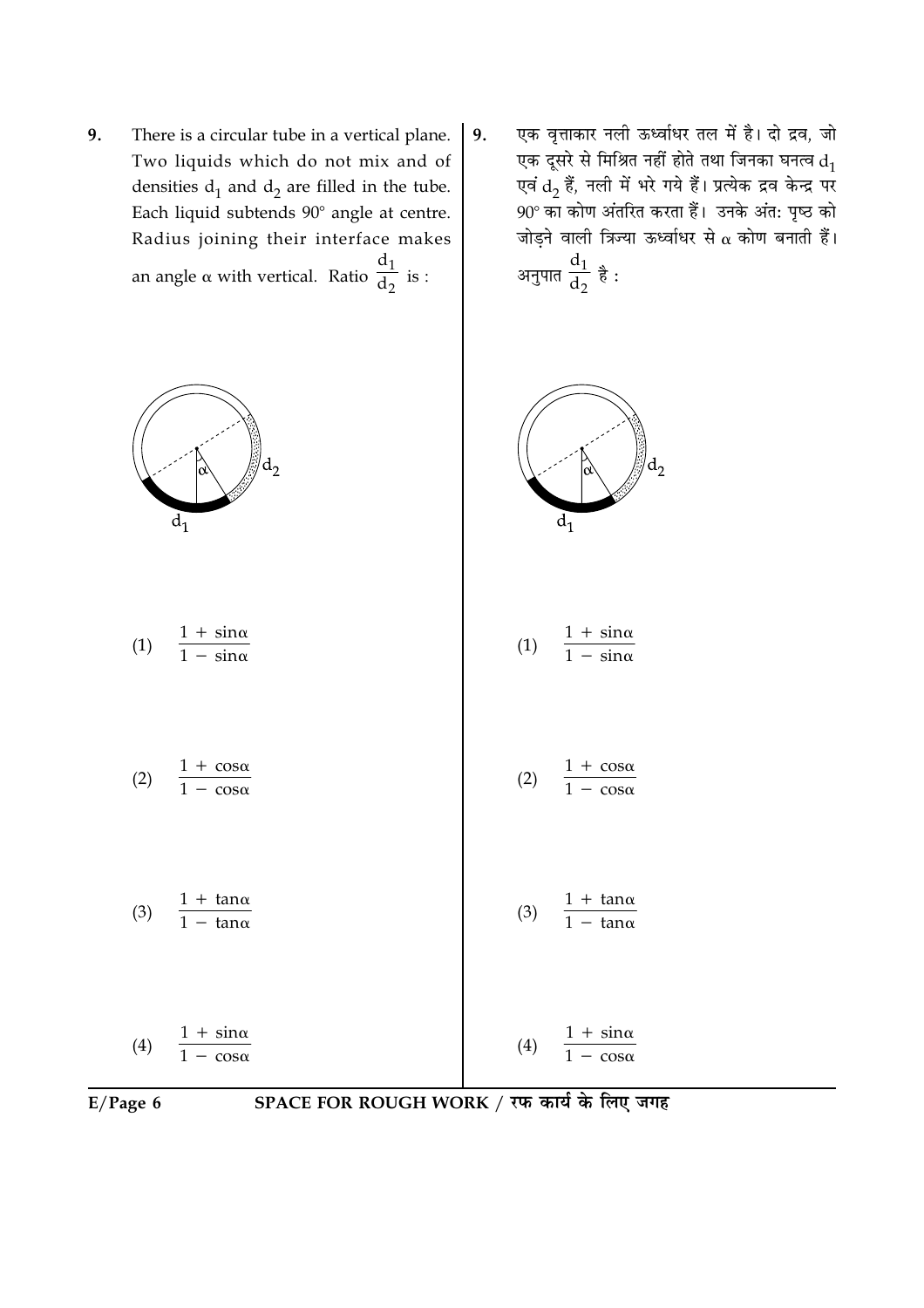9. There is a circular tube in a vertical plane. Two liquids which do not mix and of densities $d_1$ and $d_2$ are filled in the tube. Each liquid subtends 90° angle at centre. Radius joining their interface makes an angle $\alpha$ with vertical. Ratio $\frac{d_1}{d_2}$ is :

(1) $\frac{1 + \sin\alpha}{1 - \sin\alpha}$

(2) $\frac{1 + \cos\alpha}{1 - \cos\alpha}$

(3) $\frac{1 + \tan\alpha}{1 - \tan\alpha}$

(4) $\frac{1 + \sin\alpha}{1 - \cos\alpha}$

9. एक वृत्ताकार नली ऊर्ध्वाधर तल में है। दो द्रव, जो एक दूसरे से मिश्रित नहीं होते तथा जिनका घनत्व $d_1$ एवं $d_2$ हैं, नली में भरे गये हैं। प्रत्येक द्रव केन्द्र पर 90° का कोण अंतरित करता हैं। उनके अंत: पृष्ठ को जोड़ने वाली त्रिज्या ऊर्ध्वाधर से $\alpha$ कोण बनाती हैं। अनुपात $\frac{d_1}{d_2}$ है :

(1) $\frac{1 + \sin\alpha}{1 - \sin\alpha}$

(2) $\frac{1 + \cos\alpha}{1 - \cos\alpha}$

(3) $\frac{1 + \tan\alpha}{1 - \tan\alpha}$

(4) $\frac{1 + \sin\alpha}{1 - \cos\alpha}$

SPACE FOR ROUGH WORK / रफ कार्य के लिए जगह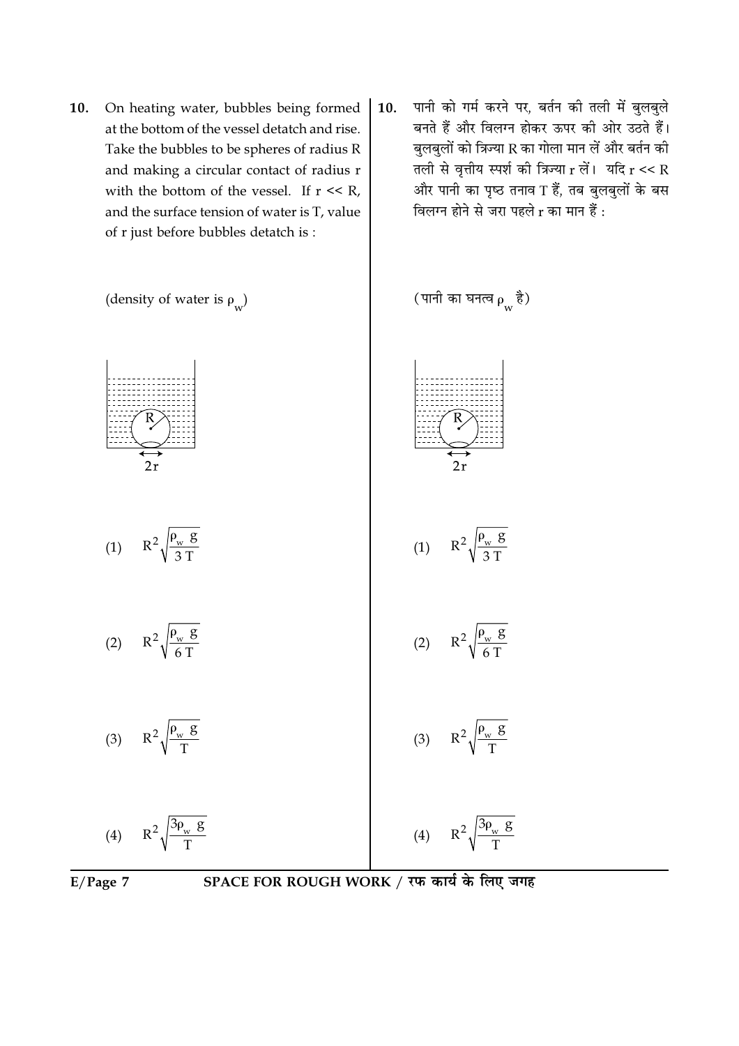**10.** On heating water, bubbles being formed at the bottom of the vessel detatch and rise. Take the bubbles to be spheres of radius R and making a circular contact of radius r with the bottom of the vessel. If r << R, and the surface tension of water is T, value of r just before bubbles detatch is :

(density of water is $\rho_w$)

(1) $R^2\sqrt{\frac{\rho_w g}{3T}}$

(2) $R^2\sqrt{\frac{\rho_w g}{6T}}$

(3) $R^2\sqrt{\frac{\rho_w g}{T}}$

(4) $R^2\sqrt{\frac{3\rho_w g}{T}}$

**10.** पानी को गर्म करने पर, बर्तन की तली में बुलबुले बनते हैं और विलग्न होकर ऊपर की ओर उठते हैं। बुलबुलों को त्रिज्या R का गोला मान लें और बर्तन की तली से वृत्तीय स्पर्श की त्रिज्या r लें। यदि r << R और पानी का पृष्ठ तनाव T हैं, तब बुलबुलों के बस विलग्न होने से जरा पहले r का मान हैं :

(पानी का घनत्व $\rho_w$ है)

(1) $R^2\sqrt{\frac{\rho_w g}{3T}}$

(2) $R^2\sqrt{\frac{\rho_w g}{6T}}$

(3) $R^2\sqrt{\frac{\rho_w g}{T}}$

(4) $R^2\sqrt{\frac{3\rho_w g}{T}}$

SPACE FOR ROUGH WORK / रफ कार्य के लिए जगह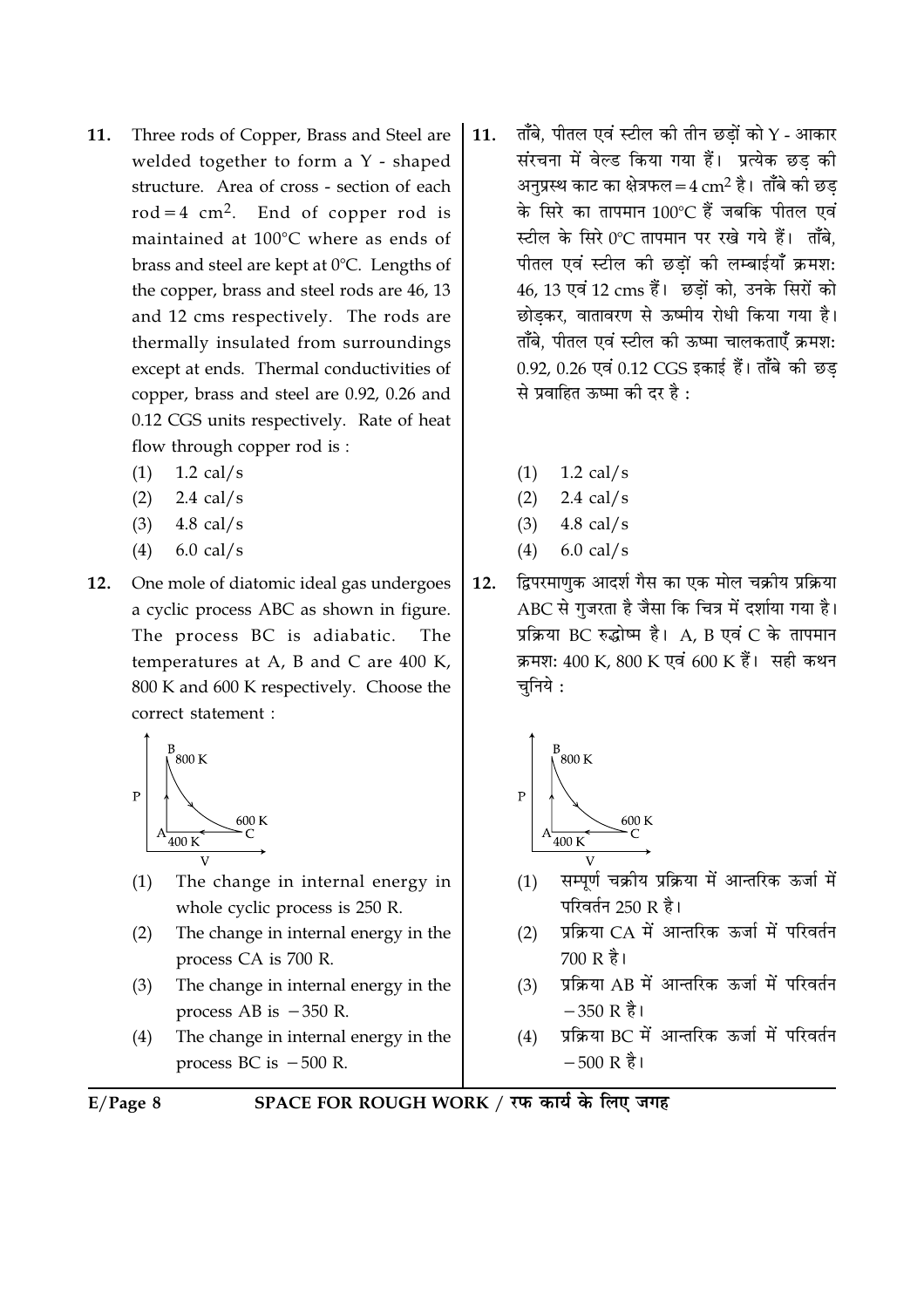11. Three rods of Copper, Brass and Steel are welded together to form a Y - shaped structure. Area of cross - section of each rod $= 4\ cm^2$. End of copper rod is maintained at 100°C where as ends of brass and steel are kept at 0°C. Lengths of the copper, brass and steel rods are 46, 13 and 12 cms respectively. The rods are thermally insulated from surroundings except at ends. Thermal conductivities of copper, brass and steel are 0.92, 0.26 and 0.12 CGS units respectively. Rate of heat flow through copper rod is :

    (1) 1.2 cal/s
    (2) 2.4 cal/s
    (3) 4.8 cal/s
    (4) 6.0 cal/s

11. ताँबे, पीतल एवं स्टील की तीन छड़ों को Y - आकार संरचना में वेल्ड किया गया हैं। प्रत्येक छड़ की अनुप्रस्थ काट का क्षेत्रफल $= 4\ cm^2$ है। ताँबे की छड़ के सिरे का तापमान 100°C हैं जबकि पीतल एवं स्टील के सिरे 0°C तापमान पर रखे गये हैं। ताँबे, पीतल एवं स्टील की छड़ों की लम्बाईयाँ क्रमशः 46, 13 एवं 12 cms हैं। छड़ों को, उनके सिरों को छोड़कर, वातावरण से ऊष्मीय रोधी किया गया है। ताँबे, पीतल एवं स्टील की ऊष्मा चालकताएँ क्रमशः 0.92, 0.26 एवं 0.12 CGS इकाई हैं। ताँबे की छड़ से प्रवाहित ऊष्मा की दर है :

    (1) 1.2 cal/s
    (2) 2.4 cal/s
    (3) 4.8 cal/s
    (4) 6.0 cal/s

12. One mole of diatomic ideal gas undergoes a cyclic process ABC as shown in figure. The process BC is adiabatic. The temperatures at A, B and C are 400 K, 800 K and 600 K respectively. Choose the correct statement :

    (1) The change in internal energy in whole cyclic process is 250 R.
    (2) The change in internal energy in the process CA is 700 R.
    (3) The change in internal energy in the process AB is $-350$ R.
    (4) The change in internal energy in the process BC is $-500$ R.

12. द्विपरमाणुक आदर्श गैस का एक मोल चक्रीय प्रक्रिया ABC से गुजरता है जैसा कि चित्र में दर्शाया गया है। प्रक्रिया BC रुद्धोष्म है। A, B एवं C के तापमान क्रमशः 400 K, 800 K एवं 600 K हैं। सही कथन चुनिये :

    (1) सम्पूर्ण चक्रीय प्रक्रिया में आन्तरिक ऊर्जा में परिवर्तन 250 R है।
    (2) प्रक्रिया CA में आन्तरिक ऊर्जा में परिवर्तन 700 R है।
    (3) प्रक्रिया AB में आन्तरिक ऊर्जा में परिवर्तन $-350$ R है।
    (4) प्रक्रिया BC में आन्तरिक ऊर्जा में परिवर्तन $-500$ R है।

SPACE FOR ROUGH WORK / रफ कार्य के लिए जगह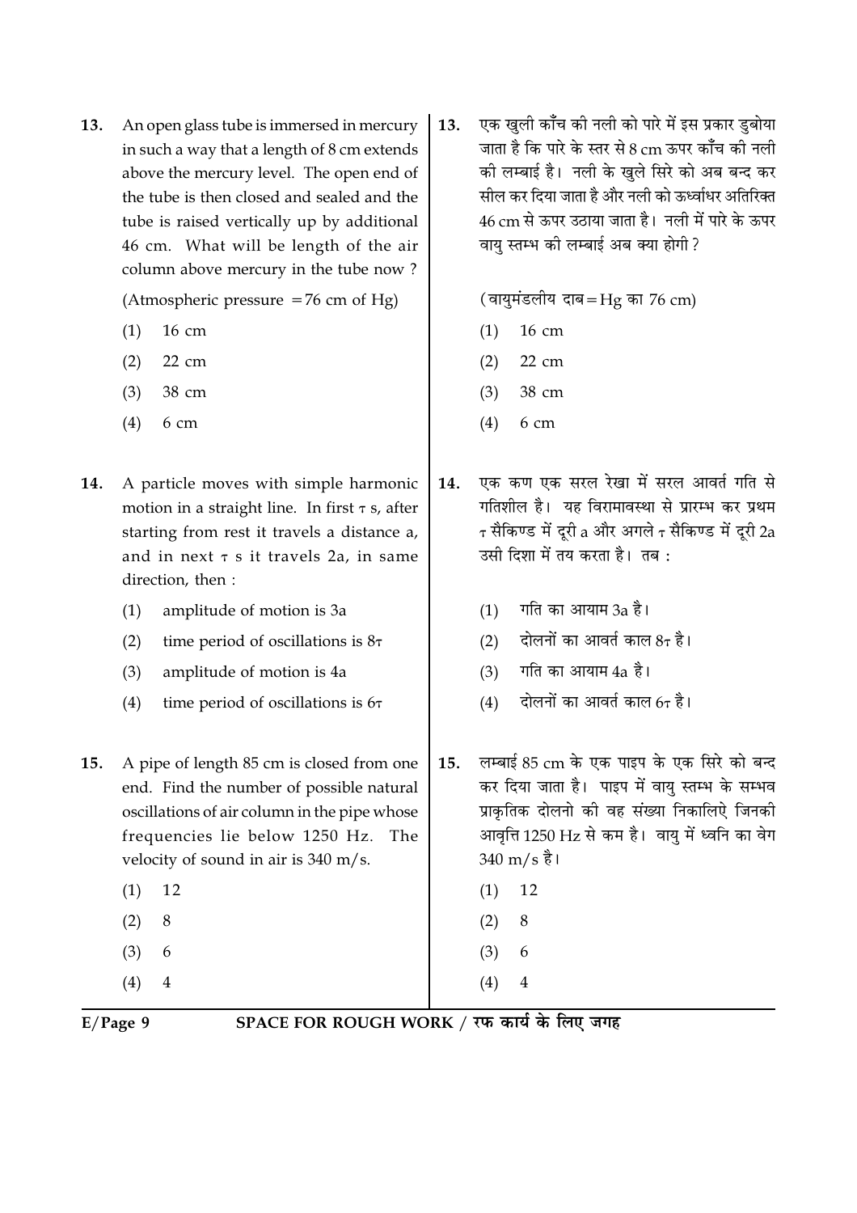13. An open glass tube is immersed in mercury in such a way that a length of 8 cm extends above the mercury level. The open end of the tube is then closed and sealed and the tube is raised vertically up by additional 46 cm. What will be length of the air column above mercury in the tube now ?

(Atmospheric pressure = 76 cm of Hg)

(1) 16 cm
(2) 22 cm
(3) 38 cm
(4) 6 cm

13. एक खुली काँच की नली को पारे में इस प्रकार डुबोया जाता है कि पारे के स्तर से 8 cm ऊपर काँच की नली की लम्बाई है। नली के खुले सिरे को अब बन्द कर सील कर दिया जाता है और नली को ऊर्ध्वाधर अतिरिक्त 46 cm से ऊपर उठाया जाता है। नली में पारे के ऊपर वायु स्तम्भ की लम्बाई अब क्या होगी ?

(वायुमंडलीय दाब = Hg का 76 cm)

(1) 16 cm
(2) 22 cm
(3) 38 cm
(4) 6 cm

14. A particle moves with simple harmonic motion in a straight line. In first $\tau$ s, after starting from rest it travels a distance a, and in next $\tau$ s it travels 2a, in same direction, then :

(1) amplitude of motion is 3a
(2) time period of oscillations is $8\tau$
(3) amplitude of motion is 4a
(4) time period of oscillations is $6\tau$

14. एक कण एक सरल रेखा में सरल आवर्त गति से गतिशील है। यह विरामावस्था से प्रारम्भ कर प्रथम $\tau$ सैकिण्ड में दूरी a और अगले $\tau$ सैकिण्ड में दूरी 2a उसी दिशा में तय करता है। तब :

(1) गति का आयाम 3a है।
(2) दोलनों का आवर्त काल $8\tau$ है।
(3) गति का आयाम 4a है।
(4) दोलनों का आवर्त काल $6\tau$ है।

15. A pipe of length 85 cm is closed from one end. Find the number of possible natural oscillations of air column in the pipe whose frequencies lie below 1250 Hz. The velocity of sound in air is 340 m/s.

(1) 12
(2) 8
(3) 6
(4) 4

15. लम्बाई 85 cm के एक पाइप के एक सिरे को बन्द कर दिया जाता है। पाइप में वायु स्तम्भ के सम्भव प्राकृतिक दोलनो की वह संख्या निकालिऐ जिनकी आवृत्ति 1250 Hz से कम है। वायु में ध्वनि का वेग 340 m/s है।

(1) 12
(2) 8
(3) 6
(4) 4

SPACE FOR ROUGH WORK / रफ कार्य के लिए जगह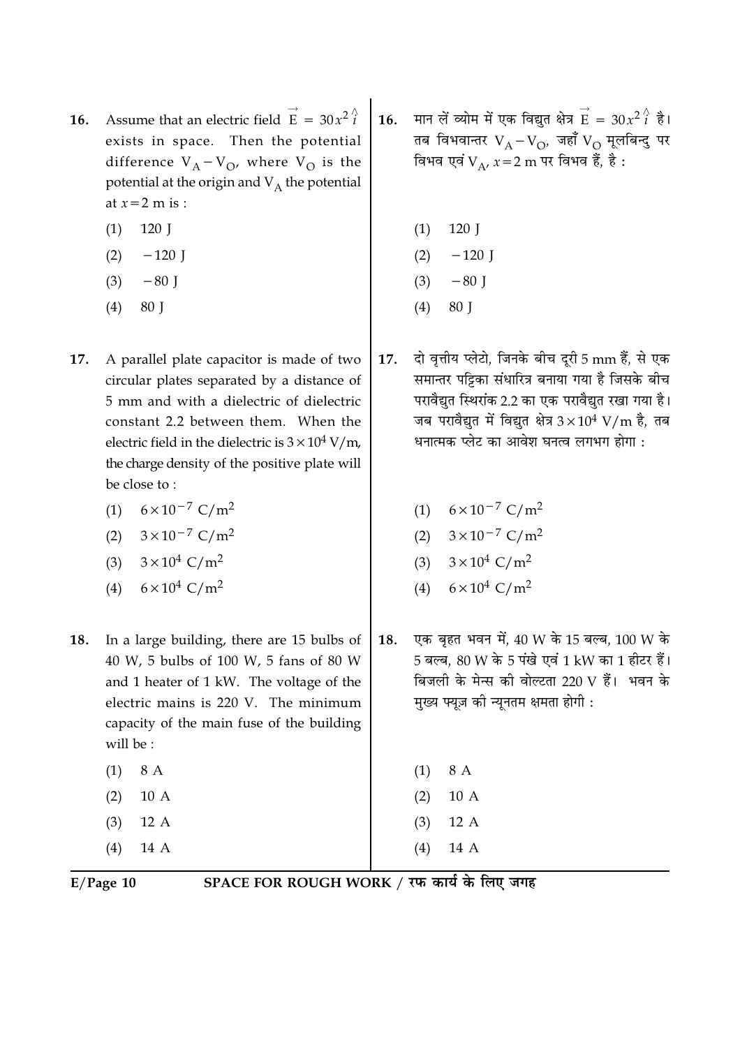16. Assume that an electric field $\vec{E} = 30x^2 \hat{i}$ exists in space. Then the potential difference $V_A - V_O$, where $V_O$ is the potential at the origin and $V_A$ the potential at $x = 2$ m is :

 (1) 120 J

 (2) $-120$ J

 (3) $-80$ J

 (4) 80 J

16. मान लें व्योम में एक विद्युत क्षेत्र $\vec{E} = 30x^2 \hat{i}$ है। तब विभवान्तर $V_A - V_O$, जहाँ $V_O$ मूलबिन्दु पर विभव एवं $V_A$, $x = 2$ m पर विभव हैं, है :

 (1) 120 J

 (2) $-120$ J

 (3) $-80$ J

 (4) 80 J

17. A parallel plate capacitor is made of two circular plates separated by a distance of 5 mm and with a dielectric of dielectric constant 2.2 between them. When the electric field in the dielectric is $3 \times 10^4$ V/m, the charge density of the positive plate will be close to :

 (1) $6 \times 10^{-7}$ C/m$^2$

 (2) $3 \times 10^{-7}$ C/m$^2$

 (3) $3 \times 10^4$ C/m$^2$

 (4) $6 \times 10^4$ C/m$^2$

17. दो वृत्तीय प्लेटो, जिनके बीच दूरी 5 mm हैं, से एक समान्तर पट्टिका संधारित्र बनाया गया है जिसके बीच परावैद्युत स्थिरांक 2.2 का एक परावैद्युत रखा गया है। जब परावैद्युत में विद्युत क्षेत्र $3 \times 10^4$ V/m है, तब धनात्मक प्लेट का आवेश घनत्व लगभग होगा :

 (1) $6 \times 10^{-7}$ C/m$^2$

 (2) $3 \times 10^{-7}$ C/m$^2$

 (3) $3 \times 10^4$ C/m$^2$

 (4) $6 \times 10^4$ C/m$^2$

18. In a large building, there are 15 bulbs of 40 W, 5 bulbs of 100 W, 5 fans of 80 W and 1 heater of 1 kW. The voltage of the electric mains is 220 V. The minimum capacity of the main fuse of the building will be :

 (1) 8 A

 (2) 10 A

 (3) 12 A

 (4) 14 A

18. एक बृहत भवन में, 40 W के 15 बल्ब, 100 W के 5 बल्ब, 80 W के 5 पंखे एवं 1 kW का 1 हीटर हैं। बिजली के मेन्स की वोल्टता 220 V हैं। भवन के मुख्य फ्यूज़ की न्यूनतम क्षमता होगी :

 (1) 8 A

 (2) 10 A

 (3) 12 A

 (4) 14 A

SPACE FOR ROUGH WORK / रफ कार्य के लिए जगह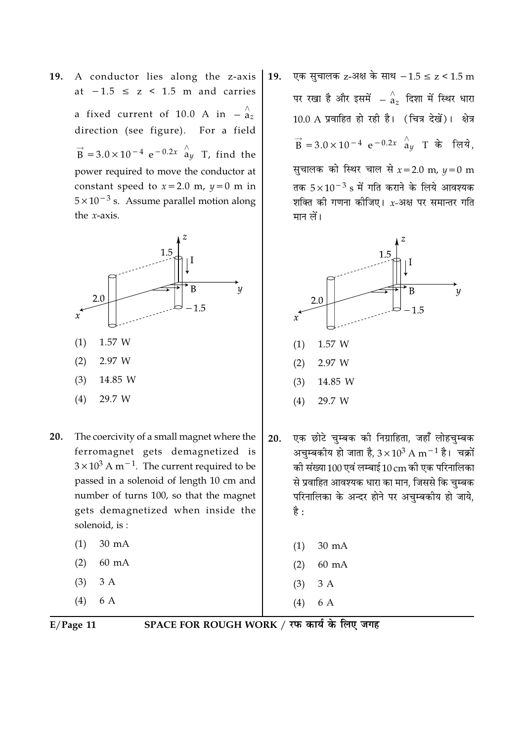19. A conductor lies along the z-axis at $-1.5 \leq z < 1.5$ m and carries a fixed current of 10.0 A in $-\hat{a}_z$ direction (see figure). For a field $\vec{B} = 3.0 \times 10^{-4}\ e^{-0.2x}\ \hat{a}_y$ T, find the power required to move the conductor at constant speed to $x = 2.0$ m, $y = 0$ m in $5 \times 10^{-3}$ s. Assume parallel motion along the $x$-axis.

(1) 1.57 W

(2) 2.97 W

(3) 14.85 W

(4) 29.7 W

19. एक सुचालक z-अक्ष के साथ $-1.5 \leq z < 1.5$ m पर रखा है और इसमें $-\hat{a}_z$ दिशा में स्थिर धारा 10.0 A प्रवाहित हो रही है। (चित्र देखें)। क्षेत्र $\vec{B} = 3.0 \times 10^{-4}\ e^{-0.2x}\ \hat{a}_y$ T के लिये, सुचालक को स्थिर चाल से $x = 2.0$ m, $y = 0$ m तक $5 \times 10^{-3}$ s में गति कराने के लिये आवश्यक शक्ति की गणना कीजिए। $x$-अक्ष पर समान्तर गति मान लें।

(1) 1.57 W

(2) 2.97 W

(3) 14.85 W

(4) 29.7 W

20. The coercivity of a small magnet where the ferromagnet gets demagnetized is $3 \times 10^3$ A m$^{-1}$. The current required to be passed in a solenoid of length 10 cm and number of turns 100, so that the magnet gets demagnetized when inside the solenoid, is :

(1) 30 mA

(2) 60 mA

(3) 3 A

(4) 6 A

20. एक छोटे चुम्बक की निग्राहिता, जहाँ लोहचुम्बक अचुम्बकीय हो जाता है, $3 \times 10^3$ A m$^{-1}$ है। चक्रों की संख्या 100 एवं लम्बाई 10 cm की एक परिनालिका से प्रवाहित आवश्यक धारा का मान, जिससे कि चुम्बक परिनालिका के अन्दर होने पर अचुम्बकीय हो जाये, है :

(1) 30 mA

(2) 60 mA

(3) 3 A

(4) 6 A

SPACE FOR ROUGH WORK / रफ कार्य के लिए जगह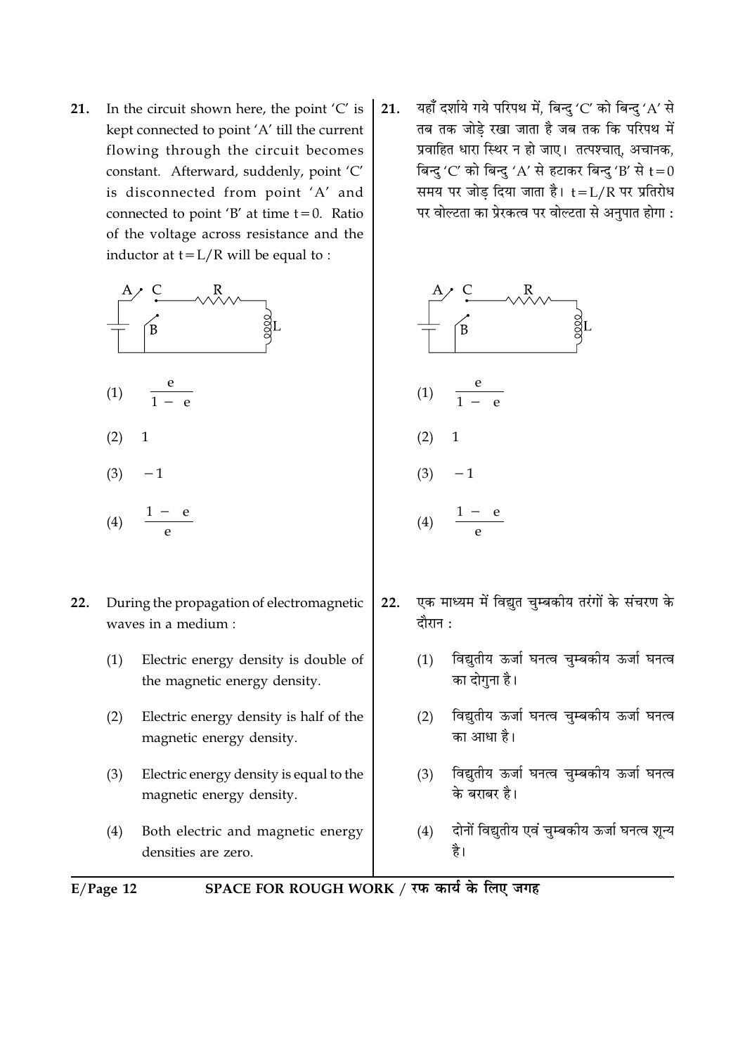21. In the circuit shown here, the point 'C' is kept connected to point 'A' till the current flowing through the circuit becomes constant. Afterward, suddenly, point 'C' is disconnected from point 'A' and connected to point 'B' at time $t=0$. Ratio of the voltage across resistance and the inductor at $t=L/R$ will be equal to :

(1) $\frac{e}{1-e}$

(2) 1

(3) $-1$

(4) $\frac{1-e}{e}$

21. यहाँ दर्शाये गये परिपथ में, बिन्दु 'C' को बिन्दु 'A' से तब तक जोड़े रखा जाता है जब तक कि परिपथ में प्रवाहित धारा स्थिर न हो जाए। तत्पश्चात्, अचानक, बिन्दु 'C' को बिन्दु 'A' से हटाकर बिन्दु 'B' से $t=0$ समय पर जोड़ दिया जाता है। $t=L/R$ पर प्रतिरोध पर वोल्टता का प्रेरकत्व पर वोल्टता से अनुपात होगा :

(1) $\frac{e}{1-e}$

(2) 1

(3) $-1$

(4) $\frac{1-e}{e}$

22. During the propagation of electromagnetic waves in a medium :

(1) Electric energy density is double of the magnetic energy density.

(2) Electric energy density is half of the magnetic energy density.

(3) Electric energy density is equal to the magnetic energy density.

(4) Both electric and magnetic energy densities are zero.

22. एक माध्यम में विद्युत चुम्बकीय तरंगों के संचरण के दौरान :

(1) विद्युतीय ऊर्जा घनत्व चुम्बकीय ऊर्जा घनत्व का दोगुना है।

(2) विद्युतीय ऊर्जा घनत्व चुम्बकीय ऊर्जा घनत्व का आधा है।

(3) विद्युतीय ऊर्जा घनत्व चुम्बकीय ऊर्जा घनत्व के बराबर है।

(4) दोनों विद्युतीय एवं चुम्बकीय ऊर्जा घनत्व शून्य है।

SPACE FOR ROUGH WORK / रफ कार्य के लिए जगह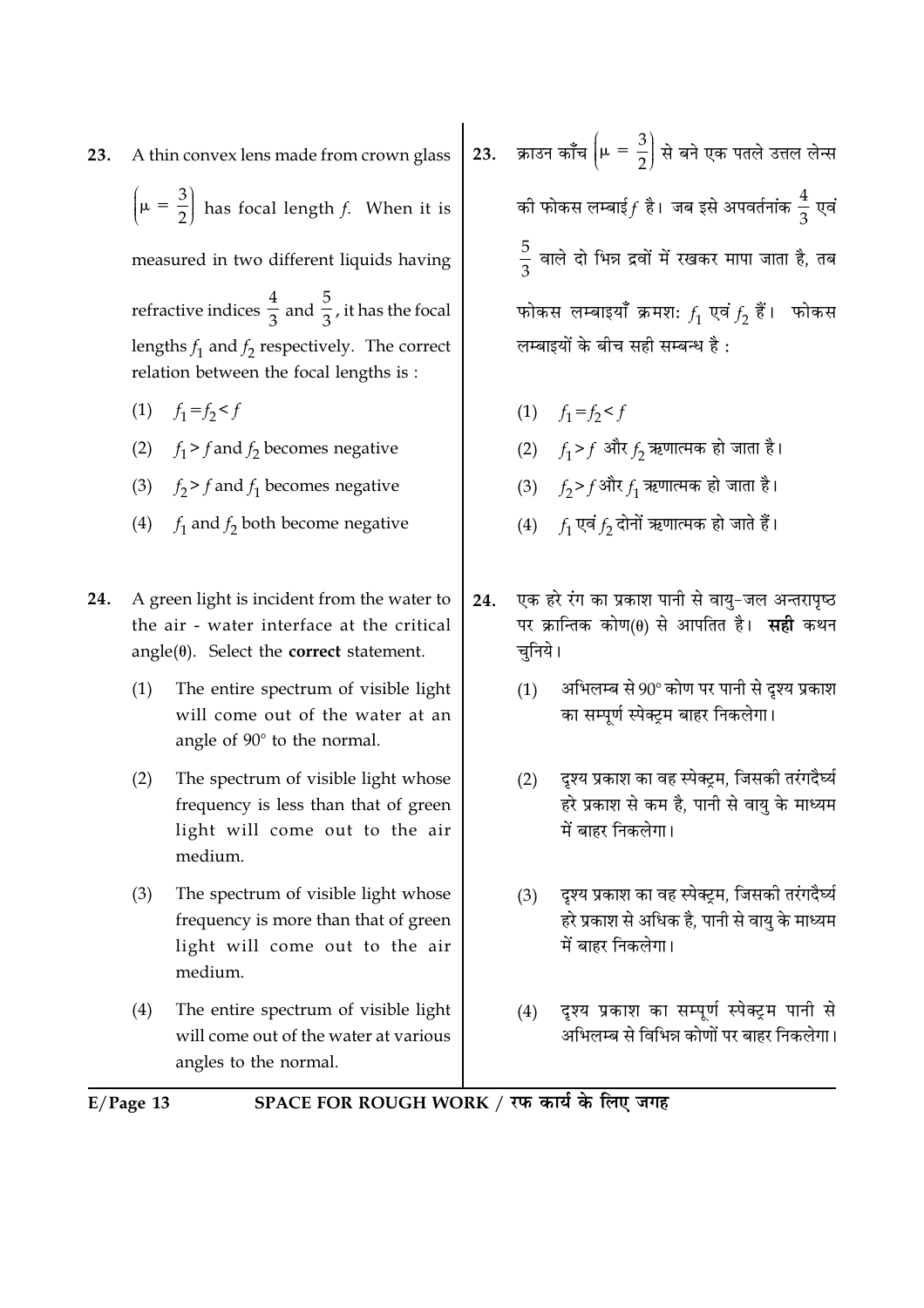23. A thin convex lens made from crown glass $\left(\mu = \frac{3}{2}\right)$ has focal length $f$. When it is measured in two different liquids having refractive indices $\frac{4}{3}$ and $\frac{5}{3}$, it has the focal lengths $f_1$ and $f_2$ respectively. The correct relation between the focal lengths is :

(1) $f_1 = f_2 < f$

(2) $f_1 > f$ and $f_2$ becomes negative

(3) $f_2 > f$ and $f_1$ becomes negative

(4) $f_1$ and $f_2$ both become negative

23. क्राउन काँच $\left(\mu = \frac{3}{2}\right)$ से बने एक पतले उत्तल लेन्स की फोकस लम्बाई $f$ है। जब इसे अपवर्तनांक $\frac{4}{3}$ एवं $\frac{5}{3}$ वाले दो भिन्न द्रवों में रखकर मापा जाता है, तब फोकस लम्बाइयाँ क्रमशः $f_1$ एवं $f_2$ हैं। फोकस लम्बाइयों के बीच सही सम्बन्ध है :

(1) $f_1 = f_2 < f$

(2) $f_1 > f$ और $f_2$ ऋणात्मक हो जाता है।

(3) $f_2 > f$ और $f_1$ ऋणात्मक हो जाता है।

(4) $f_1$ एवं $f_2$ दोनों ऋणात्मक हो जाते हैं।

24. A green light is incident from the water to the air - water interface at the critical angle($\theta$). Select the **correct** statement.

(1) The entire spectrum of visible light will come out of the water at an angle of 90° to the normal.

(2) The spectrum of visible light whose frequency is less than that of green light will come out to the air medium.

(3) The spectrum of visible light whose frequency is more than that of green light will come out to the air medium.

(4) The entire spectrum of visible light will come out of the water at various angles to the normal.

24. एक हरे रंग का प्रकाश पानी से वायु-जल अन्तरापृष्ठ पर क्रान्तिक कोण($\theta$) से आपतित है। **सही** कथन चुनिये।

(1) अभिलम्ब से 90° कोण पर पानी से दृश्य प्रकाश का सम्पूर्ण स्पेक्ट्रम बाहर निकलेगा।

(2) दृश्य प्रकाश का वह स्पेक्ट्रम, जिसकी तरंगदैर्घ्य हरे प्रकाश से कम है, पानी से वायु के माध्यम में बाहर निकलेगा।

(3) दृश्य प्रकाश का वह स्पेक्ट्रम, जिसकी तरंगदैर्घ्य हरे प्रकाश से अधिक है, पानी से वायु के माध्यम में बाहर निकलेगा।

(4) दृश्य प्रकाश का सम्पूर्ण स्पेक्ट्रम पानी से अभिलम्ब से विभिन्न कोणों पर बाहर निकलेगा।

SPACE FOR ROUGH WORK / रफ कार्य के लिए जगह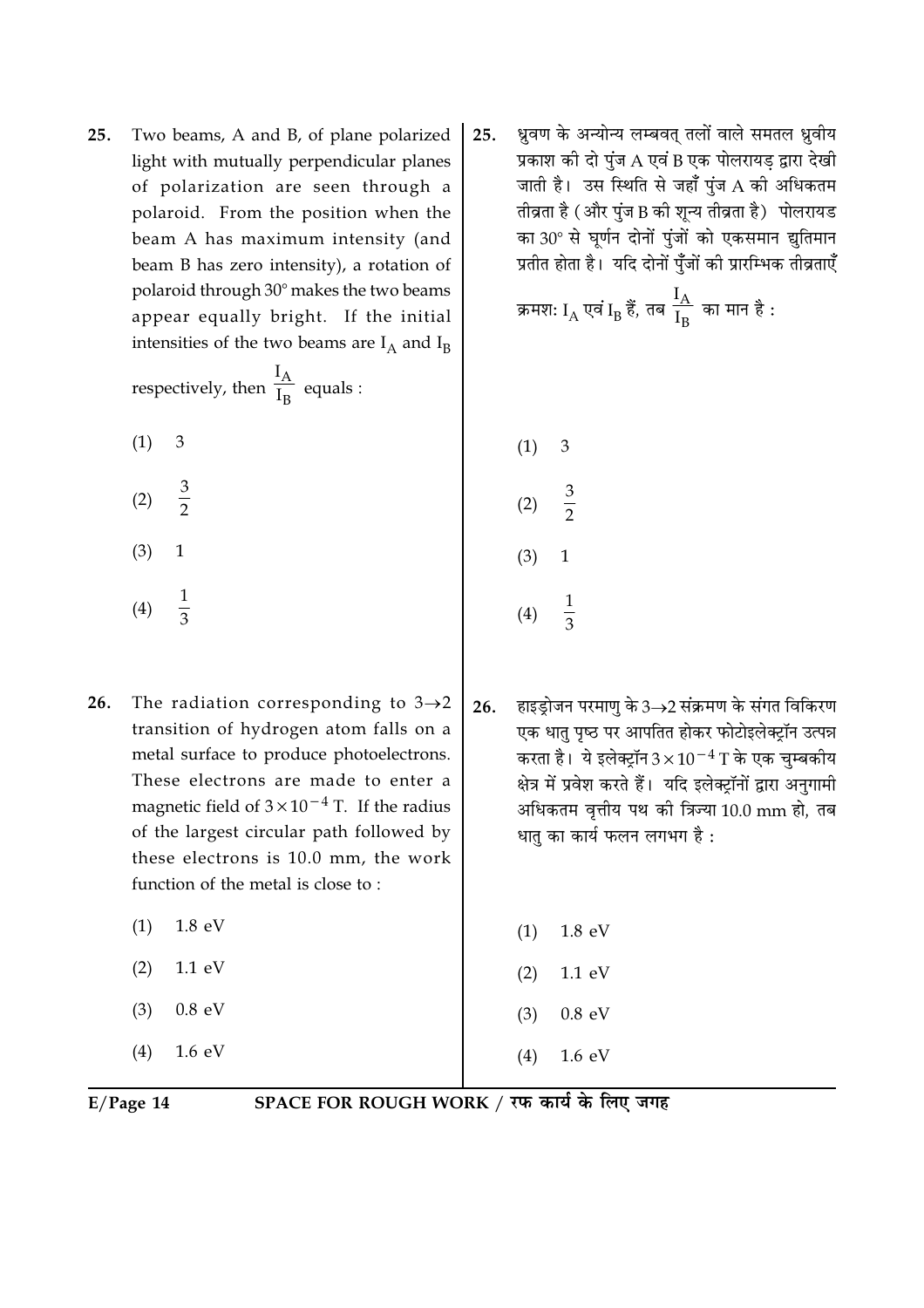25. Two beams, A and B, of plane polarized light with mutually perpendicular planes of polarization are seen through a polaroid. From the position when the beam A has maximum intensity (and beam B has zero intensity), a rotation of polaroid through 30° makes the two beams appear equally bright. If the initial intensities of the two beams are $I_A$ and $I_B$ respectively, then $\frac{I_A}{I_B}$ equals :

(1) 3

(2) $\frac{3}{2}$

(3) 1

(4) $\frac{1}{3}$

25. ध्रुवण के अन्योन्य लम्बवत् तलों वाले समतल ध्रुवीय प्रकाश की दो पुंज A एवं B एक पोलरायड् द्वारा देखी जाती है। उस स्थिति से जहाँ पुंज A की अधिकतम तीव्रता है (और पुंज B की शून्य तीव्रता है) पोलरायड का 30° से घूर्णन दोनों पुंजों को एकसमान द्युतिमान प्रतीत होता है। यदि दोनों पुँजों की प्रारम्भिक तीव्रताएँ क्रमशः $I_A$ एवं $I_B$ हैं, तब $\frac{I_A}{I_B}$ का मान है :

(1) 3

(2) $\frac{3}{2}$

(3) 1

(4) $\frac{1}{3}$

26. The radiation corresponding to $3 \rightarrow 2$ transition of hydrogen atom falls on a metal surface to produce photoelectrons. These electrons are made to enter a magnetic field of $3 \times 10^{-4}$ T. If the radius of the largest circular path followed by these electrons is 10.0 mm, the work function of the metal is close to :

(1) 1.8 eV

(2) 1.1 eV

(3) 0.8 eV

(4) 1.6 eV

26. हाइड्रोजन परमाणु के $3 \rightarrow 2$ संक्रमण के संगत विकिरण एक धातु पृष्ठ पर आपतित होकर फोटोइलेक्ट्रॉन उत्पन्न करता है। ये इलेक्ट्रॉन $3 \times 10^{-4}$ T के एक चुम्बकीय क्षेत्र में प्रवेश करते हैं। यदि इलेक्ट्रॉनों द्वारा अनुगामी अधिकतम वृत्तीय पथ की त्रिज्या 10.0 mm हो, तब धातु का कार्य फलन लगभग है :

(1) 1.8 eV

(2) 1.1 eV

(3) 0.8 eV

(4) 1.6 eV

SPACE FOR ROUGH WORK / रफ कार्य के लिए जगह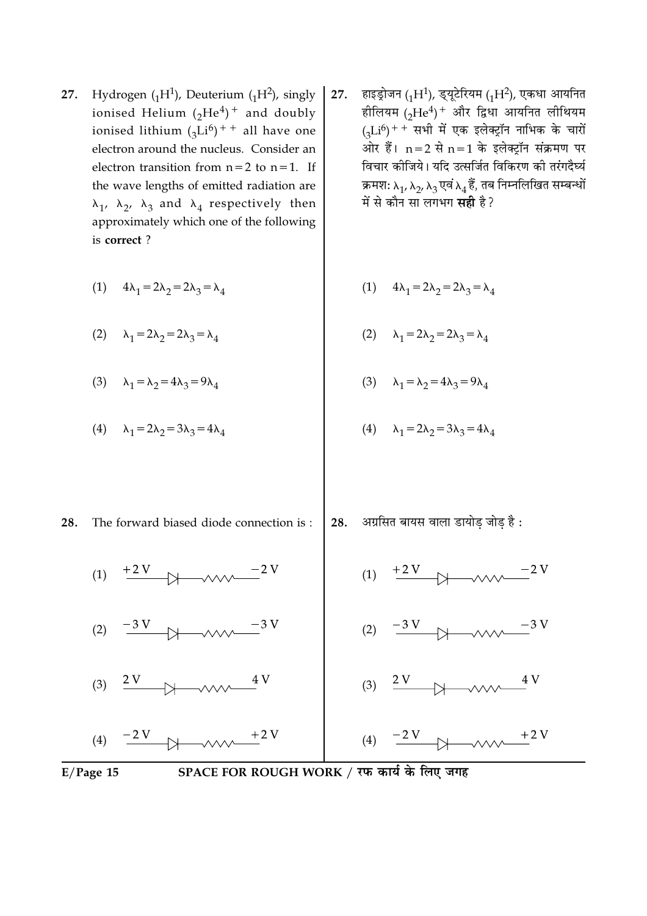27. Hydrogen ($_1H^1$), Deuterium ($_1H^2$), singly ionised Helium ($_2He^4$)$^+$ and doubly ionised lithium ($_3Li^6$)$^{++}$ all have one electron around the nucleus. Consider an electron transition from n=2 to n=1. If the wave lengths of emitted radiation are $\lambda_1$, $\lambda_2$, $\lambda_3$ and $\lambda_4$ respectively then approximately which one of the following is **correct** ?

(1) $4\lambda_1 = 2\lambda_2 = 2\lambda_3 = \lambda_4$

(2) $\lambda_1 = 2\lambda_2 = 2\lambda_3 = \lambda_4$

(3) $\lambda_1 = \lambda_2 = 4\lambda_3 = 9\lambda_4$

(4) $\lambda_1 = 2\lambda_2 = 3\lambda_3 = 4\lambda_4$

27. हाइड्रोजन ($_1H^1$), ड्यूटेरियम ($_1H^2$), एकधा आयनित हीलियम ($_2He^4$)$^+$ और द्विधा आयनित लीथियम ($_3Li^6$)$^{++}$ सभी में एक इलेक्ट्रॉन नाभिक के चारों ओर हैं। n=2 से n=1 के इलेक्ट्रॉन संक्रमण पर विचार कीजिये। यदि उत्सर्जित विकिरण की तरंगदैर्घ्य क्रमशः $\lambda_1$, $\lambda_2$, $\lambda_3$ एवं $\lambda_4$ हैं, तब निम्नलिखित सम्बन्धों में से कौन सा लगभग **सही** है ?

(1) $4\lambda_1 = 2\lambda_2 = 2\lambda_3 = \lambda_4$

(2) $\lambda_1 = 2\lambda_2 = 2\lambda_3 = \lambda_4$

(3) $\lambda_1 = \lambda_2 = 4\lambda_3 = 9\lambda_4$

(4) $\lambda_1 = 2\lambda_2 = 3\lambda_3 = 4\lambda_4$

28. The forward biased diode connection is :

(1) +2 V —▷|— ∧∧∧ — −2 V

(2) −3 V —▷|— ∧∧∧ — −3 V

(3) 2 V —▷|— ∧∧∧ — 4 V

(4) −2 V —▷|— ∧∧∧ — +2 V

28. अग्रसित बायस वाला डायोड़ जोड़ है :

(1) +2 V —▷|— ∧∧∧ — −2 V

(2) −3 V —▷|— ∧∧∧ — −3 V

(3) 2 V —▷|— ∧∧∧ — 4 V

(4) −2 V —▷|— ∧∧∧ — +2 V

SPACE FOR ROUGH WORK / रफ कार्य के लिए जगह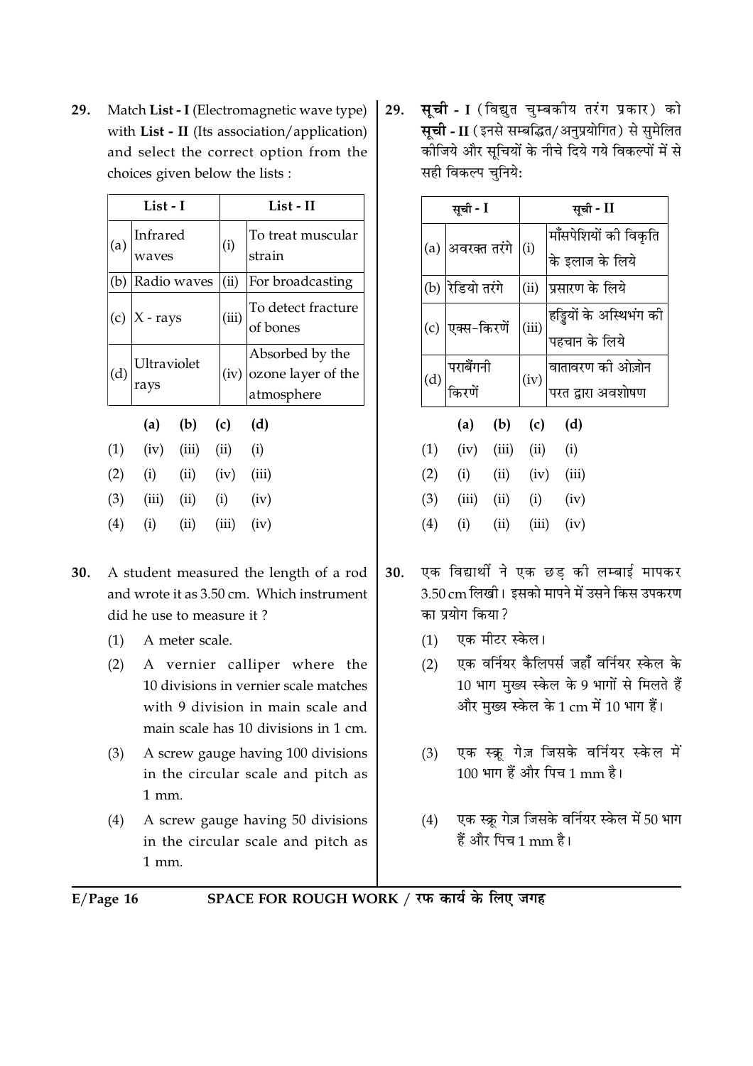29. Match **List - I** (Electromagnetic wave type) with **List - II** (Its association/application) and select the correct option from the choices given below the lists :

| | List - I | | List - II |
|---|---|---|---|
| (a) | Infrared waves | (i) | To treat muscular strain |
| (b) | Radio waves | (ii) | For broadcasting |
| (c) | X - rays | (iii) | To detect fracture of bones |
| (d) | Ultraviolet rays | (iv) | Absorbed by the ozone layer of the atmosphere |

| | (a) | (b) | (c) | (d) |
|---|---|---|---|---|
| (1) | (iv) | (iii) | (ii) | (i) |
| (2) | (i) | (ii) | (iv) | (iii) |
| (3) | (iii) | (ii) | (i) | (iv) |
| (4) | (i) | (ii) | (iii) | (iv) |

29. **सूची - I** (विद्युत चुम्बकीय तरंग प्रकार) को **सूची - II** (इनसे सम्बद्धित/अनुप्रयोगित) से सुमेलित कीजिये और सूचियों के नीचे दिये गये विकल्पों में से सही विकल्प चुनिये:

| | सूची - I | | सूची - II |
|---|---|---|---|
| (a) | अवरक्त तरंगे | (i) | माँसपेशियों की विकृति के इलाज के लिये |
| (b) | रेडियो तरंगे | (ii) | प्रसारण के लिये |
| (c) | एक्स-किरणें | (iii) | हड्डियों के अस्थिभंग की पहचान के लिये |
| (d) | पराबैंगनी किरणें | (iv) | वातावरण की ओज़ोन परत द्वारा अवशोषण |

| | (a) | (b) | (c) | (d) |
|---|---|---|---|---|
| (1) | (iv) | (iii) | (ii) | (i) |
| (2) | (i) | (ii) | (iv) | (iii) |
| (3) | (iii) | (ii) | (i) | (iv) |
| (4) | (i) | (ii) | (iii) | (iv) |

30. A student measured the length of a rod and wrote it as 3.50 cm. Which instrument did he use to measure it ?

(1) A meter scale.

(2) A vernier calliper where the 10 divisions in vernier scale matches with 9 division in main scale and main scale has 10 divisions in 1 cm.

(3) A screw gauge having 100 divisions in the circular scale and pitch as 1 mm.

(4) A screw gauge having 50 divisions in the circular scale and pitch as 1 mm.

30. एक विद्यार्थी ने एक छड़ की लम्बाई मापकर 3.50 cm लिखी। इसको मापने में उसने किस उपकरण का प्रयोग किया ?

(1) एक मीटर स्केल।

(2) एक वर्नियर कैलिपर्स जहाँ वर्नियर स्केल के 10 भाग मुख्य स्केल के 9 भागों से मिलते हैं और मुख्य स्केल के 1 cm में 10 भाग हैं।

(3) एक स्क्रू गेज़ जिसके वर्नियर स्केल में 100 भाग हैं और पिच 1 mm है।

(4) एक स्क्रू गेज़ जिसके वर्नियर स्केल में 50 भाग हैं और पिच 1 mm है।

SPACE FOR ROUGH WORK / रफ कार्य के लिए जगह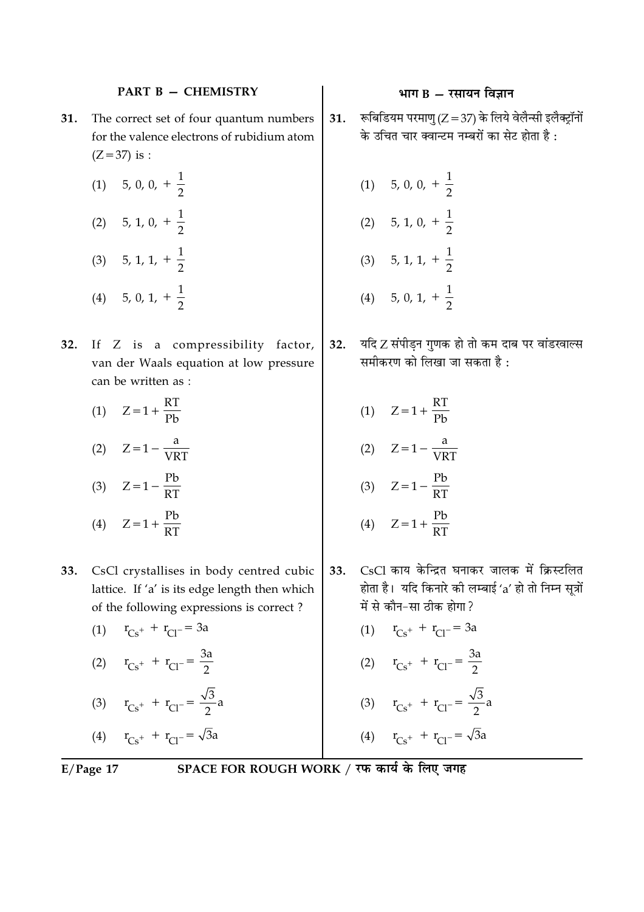## PART B — CHEMISTRY

**31.** The correct set of four quantum numbers for the valence electrons of rubidium atom ($Z=37$) is :

(1) 5, 0, 0, $+\frac{1}{2}$

(2) 5, 1, 0, $+\frac{1}{2}$

(3) 5, 1, 1, $+\frac{1}{2}$

(4) 5, 0, 1, $+\frac{1}{2}$

**32.** If Z is a compressibility factor, van der Waals equation at low pressure can be written as :

(1) $Z=1+\frac{RT}{Pb}$

(2) $Z=1-\frac{a}{VRT}$

(3) $Z=1-\frac{Pb}{RT}$

(4) $Z=1+\frac{Pb}{RT}$

**33.** CsCl crystallises in body centred cubic lattice. If 'a' is its edge length then which of the following expressions is correct ?

(1) $r_{Cs^+} + r_{Cl^-} = 3a$

(2) $r_{Cs^+} + r_{Cl^-} = \frac{3a}{2}$

(3) $r_{Cs^+} + r_{Cl^-} = \frac{\sqrt{3}}{2}a$

(4) $r_{Cs^+} + r_{Cl^-} = \sqrt{3}a$

## भाग B — रसायन विज्ञान

**31.** रूबिडियम परमाणु ($Z=37$) के लिये वेलैन्सी इलैक्ट्रॉनों के उचित चार क्वान्टम नम्बरों का सेट होता है :

(1) 5, 0, 0, $+\frac{1}{2}$

(2) 5, 1, 0, $+\frac{1}{2}$

(3) 5, 1, 1, $+\frac{1}{2}$

(4) 5, 0, 1, $+\frac{1}{2}$

**32.** यदि Z संपीड़न गुणक हो तो कम दाब पर वांडरवाल्स समीकरण को लिखा जा सकता है :

(1) $Z=1+\frac{RT}{Pb}$

(2) $Z=1-\frac{a}{VRT}$

(3) $Z=1-\frac{Pb}{RT}$

(4) $Z=1+\frac{Pb}{RT}$

**33.** CsCl काय केन्द्रित घनाकर जालक में क्रिस्टलित होता है। यदि किनारे की लम्बाई 'a' हो तो निम्न सूत्रों में से कौन-सा ठीक होगा ?

(1) $r_{Cs^+} + r_{Cl^-} = 3a$

(2) $r_{Cs^+} + r_{Cl^-} = \frac{3a}{2}$

(3) $r_{Cs^+} + r_{Cl^-} = \frac{\sqrt{3}}{2}a$

(4) $r_{Cs^+} + r_{Cl^-} = \sqrt{3}a$

SPACE FOR ROUGH WORK / रफ कार्य के लिए जगह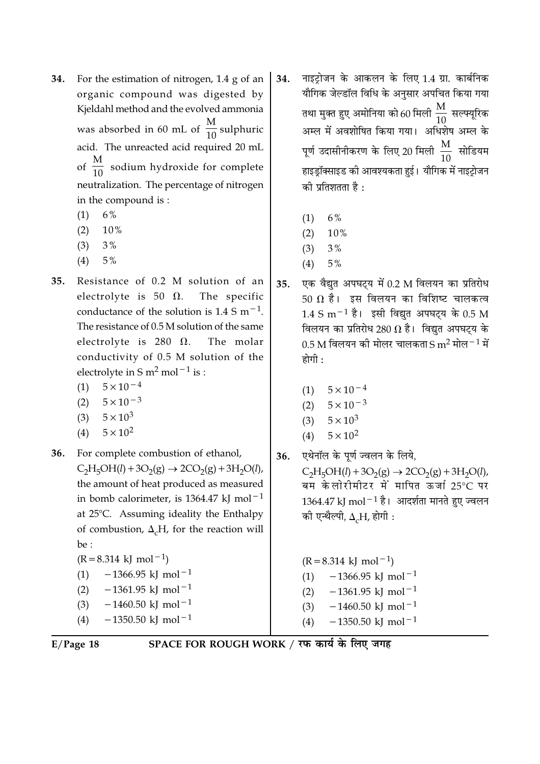34. For the estimation of nitrogen, 1.4 g of an organic compound was digested by Kjeldahl method and the evolved ammonia was absorbed in 60 mL of $\frac{M}{10}$ sulphuric acid. The unreacted acid required 20 mL of $\frac{M}{10}$ sodium hydroxide for complete neutralization. The percentage of nitrogen in the compound is :

(1) 6%
(2) 10%
(3) 3%
(4) 5%

34. नाइट्रोजन के आकलन के लिए 1.4 ग्रा. कार्बनिक यौगिक जेल्डॉल विधि के अनुसार अपचित किया गया तथा मुक्त हुए अमोनिया को 60 मिली $\frac{M}{10}$ सल्फ्यूरिक अम्ल में अवशोषित किया गया। अधिशेष अम्ल के पूर्ण उदासीनीकरण के लिए 20 मिली $\frac{M}{10}$ सोडियम हाइड्रॉक्साइड की आवश्यकता हुई। यौगिक में नाइट्रोजन की प्रतिशतता है :

(1) 6%
(2) 10%
(3) 3%
(4) 5%

35. Resistance of 0.2 M solution of an electrolyte is 50 $\Omega$. The specific conductance of the solution is 1.4 S $m^{-1}$. The resistance of 0.5 M solution of the same electrolyte is 280 $\Omega$. The molar conductivity of 0.5 M solution of the electrolyte in S $m^2$ $mol^{-1}$ is :

(1) $5 \times 10^{-4}$
(2) $5 \times 10^{-3}$
(3) $5 \times 10^{3}$
(4) $5 \times 10^{2}$

35. एक वैद्युत अपघट्य में 0.2 M विलयन का प्रतिरोध 50 $\Omega$ है। इस विलयन का विशिष्ट चालकत्व 1.4 S $m^{-1}$ है। इसी विद्युत अपघट्य के 0.5 M विलयन का प्रतिरोध 280 $\Omega$ है। विद्युत अपघट्य के 0.5 M विलयन की मोलर चालकता S $m^2$ मोल$^{-1}$ में होगी :

(1) $5 \times 10^{-4}$
(2) $5 \times 10^{-3}$
(3) $5 \times 10^{3}$
(4) $5 \times 10^{2}$

36. For complete combustion of ethanol,
$C_2H_5OH(l) + 3O_2(g) \rightarrow 2CO_2(g) + 3H_2O(l)$,
the amount of heat produced as measured in bomb calorimeter, is 1364.47 kJ $mol^{-1}$ at 25°C. Assuming ideality the Enthalpy of combustion, $\Delta_cH$, for the reaction will be :

(R = 8.314 kJ $mol^{-1}$)

(1) $-1366.95$ kJ $mol^{-1}$
(2) $-1361.95$ kJ $mol^{-1}$
(3) $-1460.50$ kJ $mol^{-1}$
(4) $-1350.50$ kJ $mol^{-1}$

36. एथेनॉल के पूर्ण ज्वलन के लिये,
$C_2H_5OH(l) + 3O_2(g) \rightarrow 2CO_2(g) + 3H_2O(l)$,
बम केलोरीमीटर में मापित ऊर्जा 25°C पर 1364.47 kJ $mol^{-1}$ है। आदर्शता मानते हुए ज्वलन की एन्थैल्पी, $\Delta_cH$, होगी :

(R = 8.314 kJ $mol^{-1}$)

(1) $-1366.95$ kJ $mol^{-1}$
(2) $-1361.95$ kJ $mol^{-1}$
(3) $-1460.50$ kJ $mol^{-1}$
(4) $-1350.50$ kJ $mol^{-1}$

SPACE FOR ROUGH WORK / रफ कार्य के लिए जगह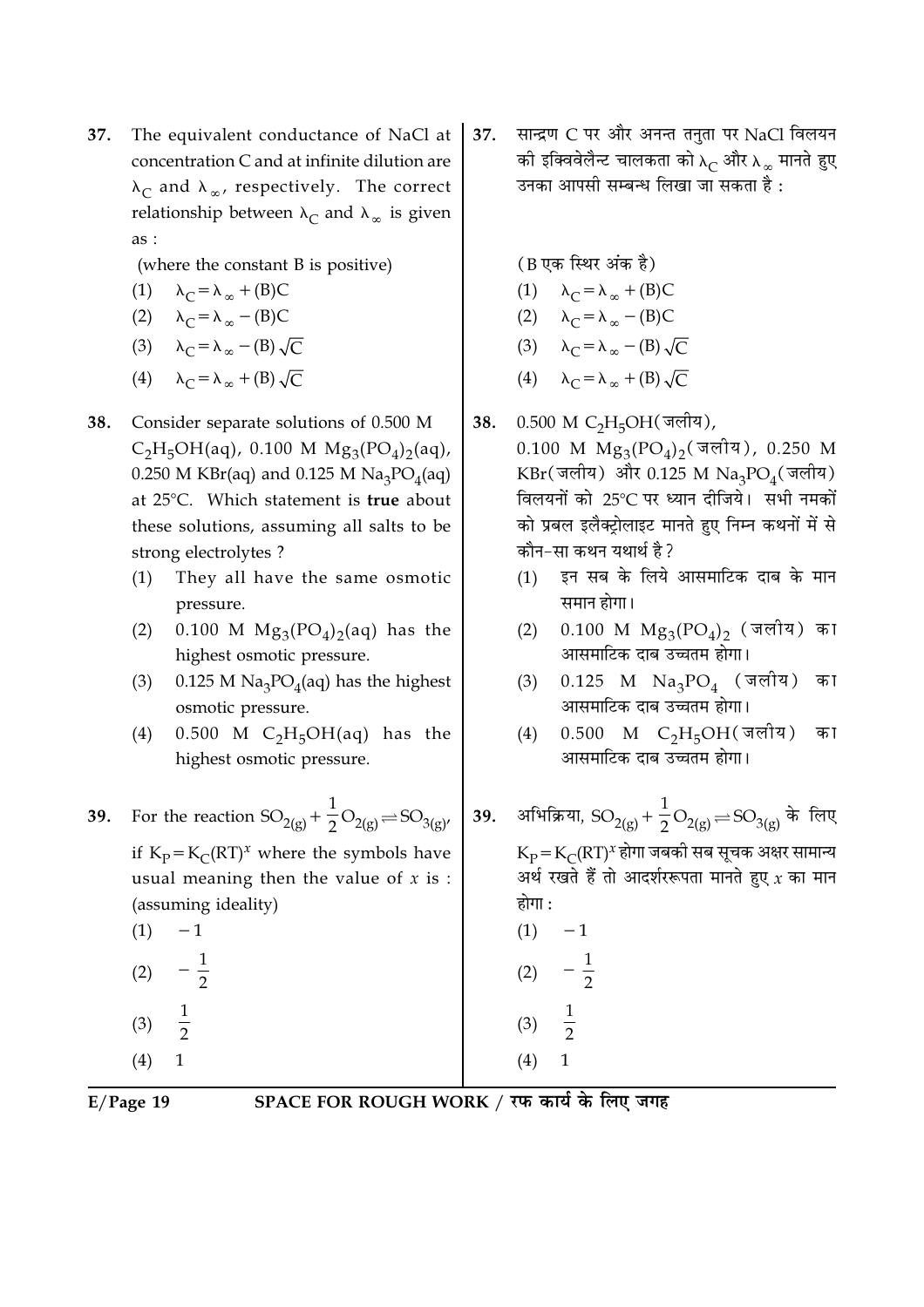37. The equivalent conductance of NaCl at concentration C and at infinite dilution are $\lambda_C$ and $\lambda_\infty$, respectively. The correct relationship between $\lambda_C$ and $\lambda_\infty$ is given as :

(where the constant B is positive)

(1) $\lambda_C = \lambda_\infty + (B)C$

(2) $\lambda_C = \lambda_\infty - (B)C$

(3) $\lambda_C = \lambda_\infty - (B)\sqrt{C}$

(4) $\lambda_C = \lambda_\infty + (B)\sqrt{C}$

37. सान्द्रण C पर और अनन्त तनुता पर NaCl विलयन की इक्विवेलैन्ट चालकता को $\lambda_C$ और $\lambda_\infty$ मानते हुए उनका आपसी सम्बन्ध लिखा जा सकता है :

(B एक स्थिर अंक है)

(1) $\lambda_C = \lambda_\infty + (B)C$

(2) $\lambda_C = \lambda_\infty - (B)C$

(3) $\lambda_C = \lambda_\infty - (B)\sqrt{C}$

(4) $\lambda_C = \lambda_\infty + (B)\sqrt{C}$

38. Consider separate solutions of 0.500 M $C_2H_5OH(aq)$, 0.100 M $Mg_3(PO_4)_2(aq)$, 0.250 M $KBr(aq)$ and 0.125 M $Na_3PO_4(aq)$ at 25°C. Which statement is **true** about these solutions, assuming all salts to be strong electrolytes ?

(1) They all have the same osmotic pressure.

(2) 0.100 M $Mg_3(PO_4)_2(aq)$ has the highest osmotic pressure.

(3) 0.125 M $Na_3PO_4(aq)$ has the highest osmotic pressure.

(4) 0.500 M $C_2H_5OH(aq)$ has the highest osmotic pressure.

38. 0.500 M $C_2H_5OH$(जलीय), 0.100 M $Mg_3(PO_4)_2$(जलीय), 0.250 M KBr(जलीय) और 0.125 M $Na_3PO_4$(जलीय) विलयनों को 25°C पर ध्यान दीजिये। सभी नमकों को प्रबल इलैक्ट्रोलाइट मानते हुए निम्न कथनों में से कौन-सा कथन यथार्थ है ?

(1) इन सब के लिये आसमाटिक दाब के मान समान होगा।

(2) 0.100 M $Mg_3(PO_4)_2$ (जलीय) का आसमाटिक दाब उच्चतम होगा।

(3) 0.125 M $Na_3PO_4$ (जलीय) का आसमाटिक दाब उच्चतम होगा।

(4) 0.500 M $C_2H_5OH$(जलीय) का आसमाटिक दाब उच्चतम होगा।

39. For the reaction $SO_{2(g)} + \frac{1}{2}O_{2(g)} \rightleftharpoons SO_{3(g)}$, if $K_P = K_C(RT)^x$ where the symbols have usual meaning then the value of $x$ is : (assuming ideality)

(1) $-1$

(2) $-\frac{1}{2}$

(3) $\frac{1}{2}$

(4) $1$

39. अभिक्रिया, $SO_{2(g)} + \frac{1}{2}O_{2(g)} \rightleftharpoons SO_{3(g)}$ के लिए $K_P = K_C(RT)^x$ होगा जबकी सब सूचक अक्षर सामान्य अर्थ रखते हैं तो आदर्शररूपता मानते हुए $x$ का मान होगा :

(1) $-1$

(2) $-\frac{1}{2}$

(3) $\frac{1}{2}$

(4) $1$

SPACE FOR ROUGH WORK / रफ कार्य के लिए जगह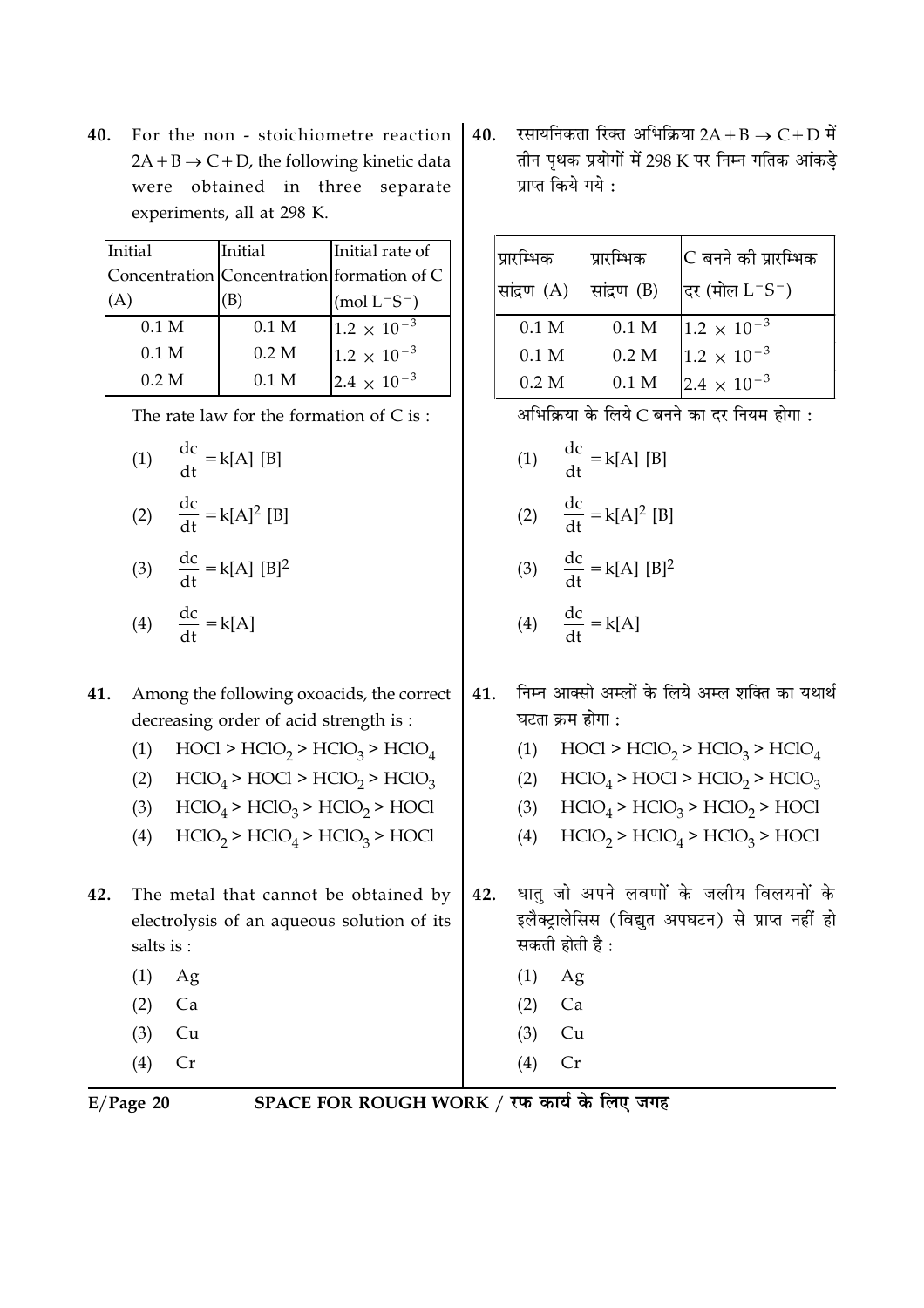**40.** For the non - stoichiometre reaction $2A + B \rightarrow C + D$, the following kinetic data were obtained in three separate experiments, all at 298 K.

| Initial Concentration (A) | Initial Concentration (B) | Initial rate of formation of C ($mol\ L^{-}S^{-}$) |
|---|---|---|
| 0.1 M | 0.1 M | $1.2 \times 10^{-3}$ |
| 0.1 M | 0.2 M | $1.2 \times 10^{-3}$ |
| 0.2 M | 0.1 M | $2.4 \times 10^{-3}$ |

The rate law for the formation of C is :

(1) $\frac{dc}{dt} = k[A]\ [B]$

(2) $\frac{dc}{dt} = k[A]^2\ [B]$

(3) $\frac{dc}{dt} = k[A]\ [B]^2$

(4) $\frac{dc}{dt} = k[A]$

**40.** रसायनिकता रिक्त अभिक्रिया $2A + B \rightarrow C + D$ में तीन पृथक प्रयोगों में 298 K पर निम्न गतिक आंकड़े प्राप्त किये गये :

| प्रारम्भिक सांद्रण (A) | प्रारम्भिक सांद्रण (B) | C बनने की प्रारम्भिक दर (मोल $L^{-}S^{-}$) |
|---|---|---|
| 0.1 M | 0.1 M | $1.2 \times 10^{-3}$ |
| 0.1 M | 0.2 M | $1.2 \times 10^{-3}$ |
| 0.2 M | 0.1 M | $2.4 \times 10^{-3}$ |

अभिक्रिया के लिये C बनने का दर नियम होगा :

(1) $\frac{dc}{dt} = k[A]\ [B]$

(2) $\frac{dc}{dt} = k[A]^2\ [B]$

(3) $\frac{dc}{dt} = k[A]\ [B]^2$

(4) $\frac{dc}{dt} = k[A]$

**41.** Among the following oxoacids, the correct decreasing order of acid strength is :

(1) $HOCl > HClO_2 > HClO_3 > HClO_4$

(2) $HClO_4 > HOCl > HClO_2 > HClO_3$

(3) $HClO_4 > HClO_3 > HClO_2 > HOCl$

(4) $HClO_2 > HClO_4 > HClO_3 > HOCl$

**41.** निम्न आक्सो अम्लों के लिये अम्ल शक्ति का यथार्थ घटता क्रम होगा :

(1) $HOCl > HClO_2 > HClO_3 > HClO_4$

(2) $HClO_4 > HOCl > HClO_2 > HClO_3$

(3) $HClO_4 > HClO_3 > HClO_2 > HOCl$

(4) $HClO_2 > HClO_4 > HClO_3 > HOCl$

**42.** The metal that cannot be obtained by electrolysis of an aqueous solution of its salts is :

(1) Ag

(2) Ca

(3) Cu

(4) Cr

**42.** धातु जो अपने लवणों के जलीय विलयनों के इलैक्ट्रालेसिस (विद्युत अपघटन) से प्राप्त नहीं हो सकती होती है :

(1) Ag

(2) Ca

(3) Cu

(4) Cr

SPACE FOR ROUGH WORK / रफ कार्य के लिए जगह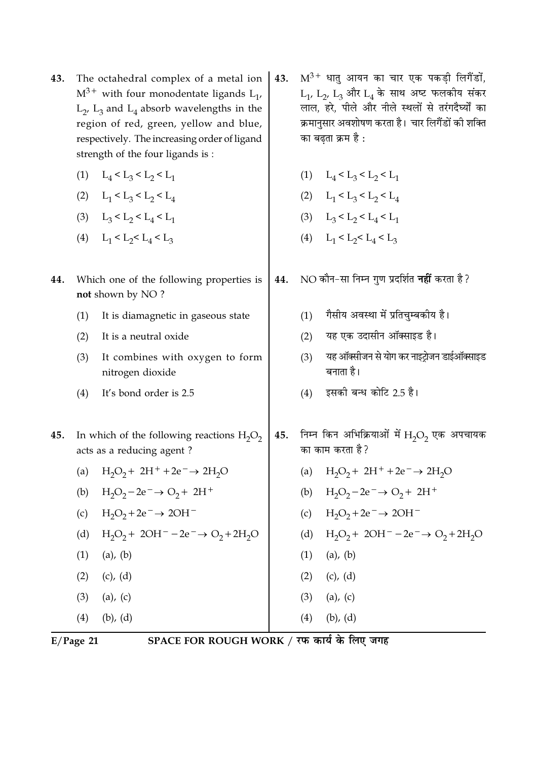43. The octahedral complex of a metal ion $M^{3+}$ with four monodentate ligands $L_1$, $L_2$, $L_3$ and $L_4$ absorb wavelengths in the region of red, green, yellow and blue, respectively. The increasing order of ligand strength of the four ligands is :

(1) $L_4 < L_3 < L_2 < L_1$

(2) $L_1 < L_3 < L_2 < L_4$

(3) $L_3 < L_2 < L_4 < L_1$

(4) $L_1 < L_2 < L_4 < L_3$

44. Which one of the following properties is **not** shown by NO ?

(1) It is diamagnetic in gaseous state

(2) It is a neutral oxide

(3) It combines with oxygen to form nitrogen dioxide

(4) It's bond order is 2.5

45. In which of the following reactions $H_2O_2$ acts as a reducing agent ?

(a) $H_2O_2 + 2H^+ + 2e^- \rightarrow 2H_2O$

(b) $H_2O_2 - 2e^- \rightarrow O_2 + 2H^+$

(c) $H_2O_2 + 2e^- \rightarrow 2OH^-$

(d) $H_2O_2 + 2OH^- - 2e^- \rightarrow O_2 + 2H_2O$

(1) (a), (b)

(2) (c), (d)

(3) (a), (c)

(4) (b), (d)

43. $M^{3+}$ धातु आयन का चार एक पकड़ी लिगैंडों, $L_1$, $L_2$, $L_3$ और $L_4$ के साथ अष्ट फलकीय संकर लाल, हरे, पीले और नीले स्थलों से तरंगदैर्घ्यों का क्रमानुसार अवशोषण करता है। चार लिगैंडों की शक्ति का बढ़ता क्रम है :

(1) $L_4 < L_3 < L_2 < L_1$

(2) $L_1 < L_3 < L_2 < L_4$

(3) $L_3 < L_2 < L_4 < L_1$

(4) $L_1 < L_2 < L_4 < L_3$

44. NO कौन-सा निम्न गुण प्रदर्शित **नहीं** करता है ?

(1) गैसीय अवस्था में प्रतिचुम्बकीय है।

(2) यह एक उदासीन ऑक्साइड है।

(3) यह ऑक्सीजन से योग कर नाइट्रोजन डाईऑक्साइड बनाता है।

(4) इसकी बन्ध कोटि 2.5 है।

45. निम्न किन अभिक्रियाओं में $H_2O_2$ एक अपचायक का काम करता है ?

(a) $H_2O_2 + 2H^+ + 2e^- \rightarrow 2H_2O$

(b) $H_2O_2 - 2e^- \rightarrow O_2 + 2H^+$

(c) $H_2O_2 + 2e^- \rightarrow 2OH^-$

(d) $H_2O_2 + 2OH^- - 2e^- \rightarrow O_2 + 2H_2O$

(1) (a), (b)

(2) (c), (d)

(3) (a), (c)

(4) (b), (d)

SPACE FOR ROUGH WORK / रफ कार्य के लिए जगह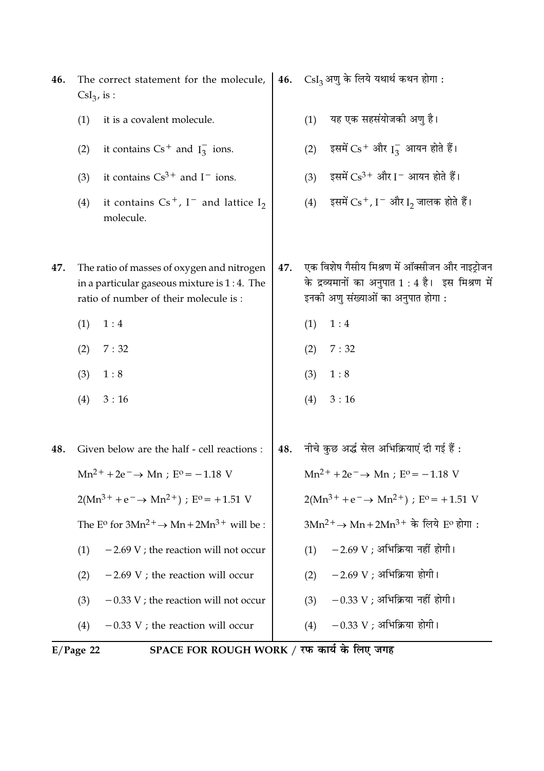46. The correct statement for the molecule, $CsI_3$, is :

(1) it is a covalent molecule.

(2) it contains $Cs^+$ and $I_3^-$ ions.

(3) it contains $Cs^{3+}$ and $I^-$ ions.

(4) it contains $Cs^+$, $I^-$ and lattice $I_2$ molecule.

46. $CsI_3$ अणु के लिये यथार्थ कथन होगा :

(1) यह एक सहसंयोजकी अणु है।

(2) इसमें $Cs^+$ और $I_3^-$ आयन होते हैं।

(3) इसमें $Cs^{3+}$ और $I^-$ आयन होते हैं।

(4) इसमें $Cs^+$, $I^-$ और $I_2$ जालक होते हैं।

47. The ratio of masses of oxygen and nitrogen in a particular gaseous mixture is 1 : 4. The ratio of number of their molecule is :

(1) 1 : 4

(2) 7 : 32

(3) 1 : 8

(4) 3 : 16

47. एक विशेष गैसीय मिश्रण में ऑक्सीजन और नाइट्रोजन के द्रव्यमानों का अनुपात 1 : 4 है। इस मिश्रण में इनकी अणु संख्याओं का अनुपात होगा :

(1) 1 : 4

(2) 7 : 32

(3) 1 : 8

(4) 3 : 16

48. Given below are the half - cell reactions :

$Mn^{2+} + 2e^- \rightarrow Mn$ ; $E^o = -1.18$ V

$2(Mn^{3+} + e^- \rightarrow Mn^{2+})$ ; $E^o = +1.51$ V

The $E^o$ for $3Mn^{2+} \rightarrow Mn + 2Mn^{3+}$ will be :

(1) $-2.69$ V ; the reaction will not occur

(2) $-2.69$ V ; the reaction will occur

(3) $-0.33$ V ; the reaction will not occur

(4) $-0.33$ V ; the reaction will occur

48. नीचे कुछ अर्द्ध सेल अभिक्रियाएं दी गई हैं :

$Mn^{2+} + 2e^- \rightarrow Mn$ ; $E^o = -1.18$ V

$2(Mn^{3+} + e^- \rightarrow Mn^{2+})$ ; $E^o = +1.51$ V

$3Mn^{2+} \rightarrow Mn + 2Mn^{3+}$ के लिये $E^o$ होगा :

(1) $-2.69$ V ; अभिक्रिया नहीं होगी।

(2) $-2.69$ V ; अभिक्रिया होगी।

(3) $-0.33$ V ; अभिक्रिया नहीं होगी।

(4) $-0.33$ V ; अभिक्रिया होगी।

SPACE FOR ROUGH WORK / रफ कार्य के लिए जगह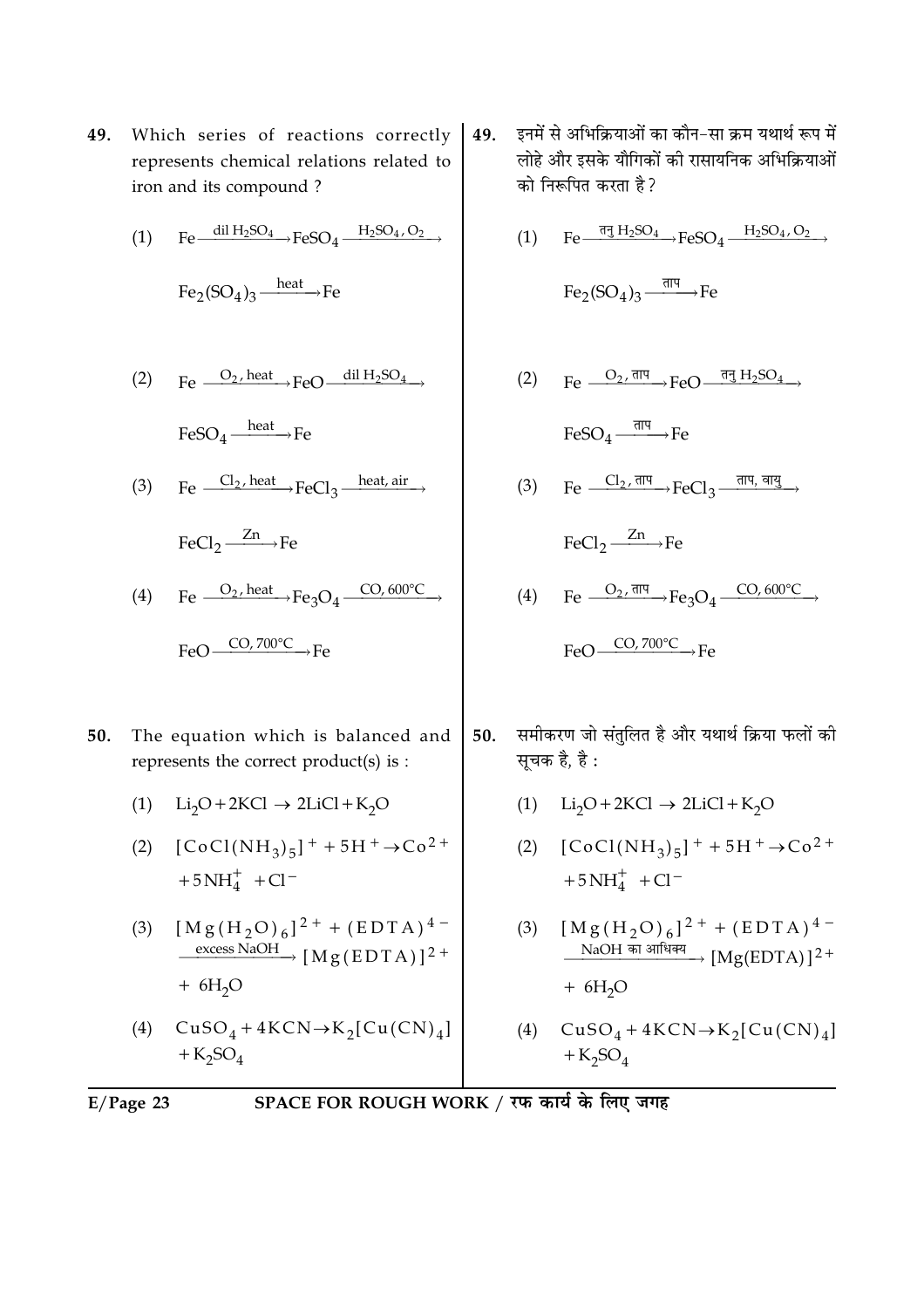49. Which series of reactions correctly represents chemical relations related to iron and its compound ?

(1) $Fe \xrightarrow{\text{dil } H_2SO_4} FeSO_4 \xrightarrow{H_2SO_4, O_2} Fe_2(SO_4)_3 \xrightarrow{\text{heat}} Fe$

(2) $Fe \xrightarrow{O_2, \text{ heat}} FeO \xrightarrow{\text{dil } H_2SO_4} FeSO_4 \xrightarrow{\text{heat}} Fe$

(3) $Fe \xrightarrow{Cl_2, \text{ heat}} FeCl_3 \xrightarrow{\text{heat, air}} FeCl_2 \xrightarrow{Zn} Fe$

(4) $Fe \xrightarrow{O_2, \text{ heat}} Fe_3O_4 \xrightarrow{CO, 600°C} FeO \xrightarrow{CO, 700°C} Fe$

49. इनमें से अभिक्रियाओं का कौन-सा क्रम यथार्थ रूप में लोहे और इसके यौगिकों की रासायनिक अभिक्रियाओं को निरूपित करता है ?

(1) $Fe \xrightarrow{\text{तनु } H_2SO_4} FeSO_4 \xrightarrow{H_2SO_4, O_2} Fe_2(SO_4)_3 \xrightarrow{\text{ताप}} Fe$

(2) $Fe \xrightarrow{O_2, \text{ ताप}} FeO \xrightarrow{\text{तनु } H_2SO_4} FeSO_4 \xrightarrow{\text{ताप}} Fe$

(3) $Fe \xrightarrow{Cl_2, \text{ ताप}} FeCl_3 \xrightarrow{\text{ताप, वायु}} FeCl_2 \xrightarrow{Zn} Fe$

(4) $Fe \xrightarrow{O_2, \text{ ताप}} Fe_3O_4 \xrightarrow{CO, 600°C} FeO \xrightarrow{CO, 700°C} Fe$

50. The equation which is balanced and represents the correct product(s) is :

(1) $Li_2O + 2KCl \rightarrow 2LiCl + K_2O$

(2) $[CoCl(NH_3)_5]^+ + 5H^+ \rightarrow Co^{2+} + 5NH_4^+ + Cl^-$

(3) $[Mg(H_2O)_6]^{2+} + (EDTA)^{4-} \xrightarrow{\text{excess NaOH}} [Mg(EDTA)]^{2+} + 6H_2O$

(4) $CuSO_4 + 4KCN \rightarrow K_2[Cu(CN)_4] + K_2SO_4$

50. समीकरण जो संतुलित है और यथार्थ क्रिया फलों की सूचक है, है :

(1) $Li_2O + 2KCl \rightarrow 2LiCl + K_2O$

(2) $[CoCl(NH_3)_5]^+ + 5H^+ \rightarrow Co^{2+} + 5NH_4^+ + Cl^-$

(3) $[Mg(H_2O)_6]^{2+} + (EDTA)^{4-} \xrightarrow{\text{NaOH का आधिक्य}} [Mg(EDTA)]^{2+} + 6H_2O$

(4) $CuSO_4 + 4KCN \rightarrow K_2[Cu(CN)_4] + K_2SO_4$

SPACE FOR ROUGH WORK / रफ कार्य के लिए जगह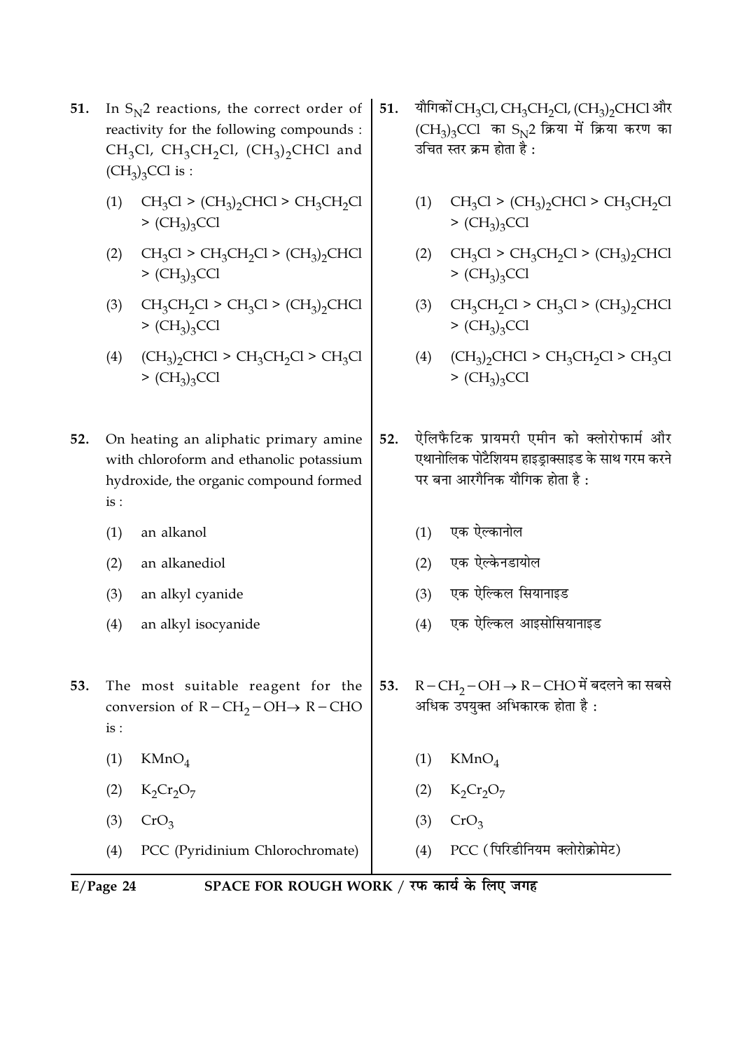51. In $S_N2$ reactions, the correct order of reactivity for the following compounds : $CH_3Cl$, $CH_3CH_2Cl$, $(CH_3)_2CHCl$ and $(CH_3)_3CCl$ is :

(1) $CH_3Cl > (CH_3)_2CHCl > CH_3CH_2Cl > (CH_3)_3CCl$

(2) $CH_3Cl > CH_3CH_2Cl > (CH_3)_2CHCl > (CH_3)_3CCl$

(3) $CH_3CH_2Cl > CH_3Cl > (CH_3)_2CHCl > (CH_3)_3CCl$

(4) $(CH_3)_2CHCl > CH_3CH_2Cl > CH_3Cl > (CH_3)_3CCl$

51. यौगिकों $CH_3Cl$, $CH_3CH_2Cl$, $(CH_3)_2CHCl$ और $(CH_3)_3CCl$ का $S_N2$ क्रिया में क्रिया करण का उचित स्तर क्रम होता है :

(1) $CH_3Cl > (CH_3)_2CHCl > CH_3CH_2Cl > (CH_3)_3CCl$

(2) $CH_3Cl > CH_3CH_2Cl > (CH_3)_2CHCl > (CH_3)_3CCl$

(3) $CH_3CH_2Cl > CH_3Cl > (CH_3)_2CHCl > (CH_3)_3CCl$

(4) $(CH_3)_2CHCl > CH_3CH_2Cl > CH_3Cl > (CH_3)_3CCl$

52. On heating an aliphatic primary amine with chloroform and ethanolic potassium hydroxide, the organic compound formed is :

(1) an alkanol

(2) an alkanediol

(3) an alkyl cyanide

(4) an alkyl isocyanide

52. ऐलिफैटिक प्रायमरी एमीन को क्लोरोफार्म और एथानोलिक पोटैशियम हाइड्राक्साइड के साथ गरम करने पर बना आरगैनिक यौगिक होता है :

(1) एक ऐल्कानोल

(2) एक ऐल्केनडायोल

(3) एक ऐल्किल सियानाइड

(4) एक ऐल्किल आइसोसियानाइड

53. The most suitable reagent for the conversion of $R-CH_2-OH \rightarrow R-CHO$ is :

(1) $KMnO_4$

(2) $K_2Cr_2O_7$

(3) $CrO_3$

(4) PCC (Pyridinium Chlorochromate)

53. $R-CH_2-OH \rightarrow R-CHO$ में बदलने का सबसे अधिक उपयुक्त अभिकारक होता है :

(1) $KMnO_4$

(2) $K_2Cr_2O_7$

(3) $CrO_3$

(4) PCC (पिरिडीनियम क्लोरोक्रोमेट)

SPACE FOR ROUGH WORK / रफ कार्य के लिए जगह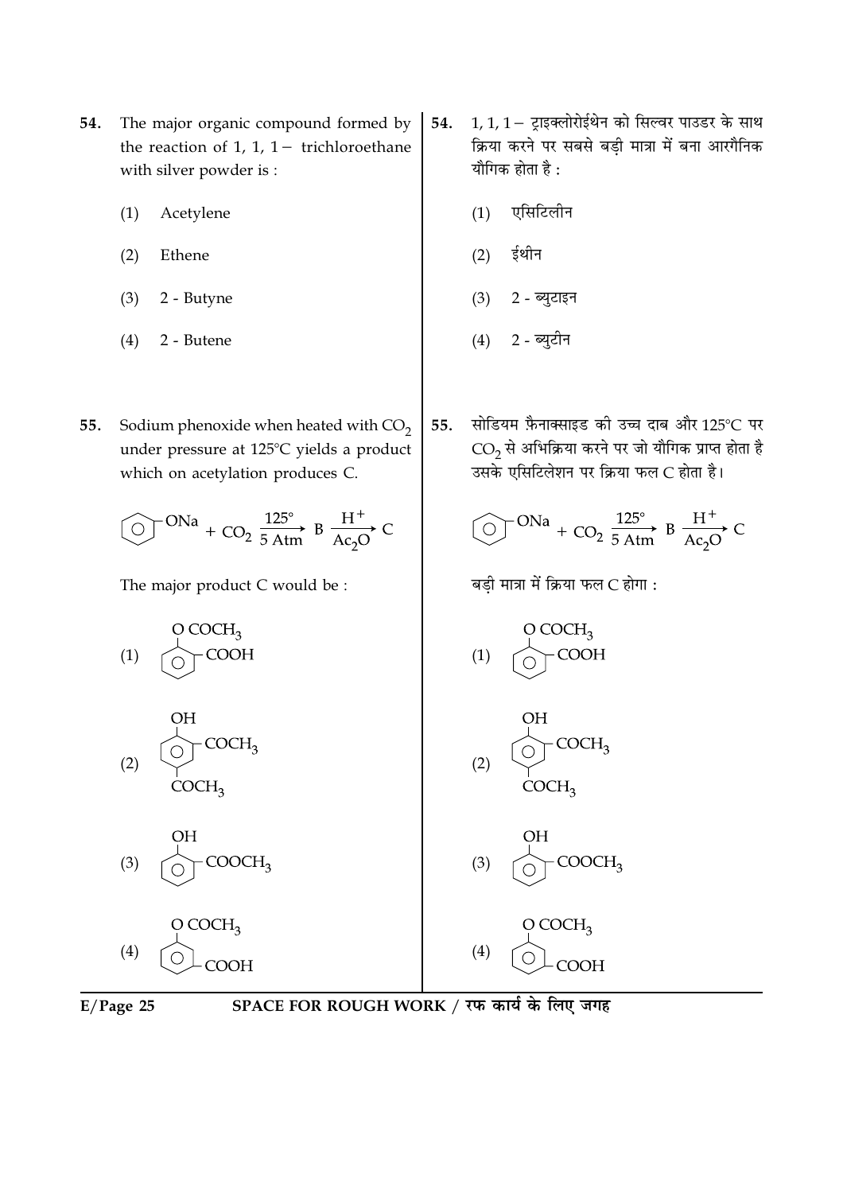**54.** The major organic compound formed by the reaction of 1, 1, 1 − trichloroethane with silver powder is :

(1) Acetylene

(2) Ethene

(3) 2 - Butyne

(4) 2 - Butene

**54.** 1, 1, 1 − ट्राइक्लोरोईथेन को सिल्वर पाउडर के साथ क्रिया करने पर सबसे बड़ी मात्रा में बना आरगैनिक यौगिक होता है :

(1) एसिटिलीन

(2) ईथीन

(3) 2 - ब्युटाइन

(4) 2 - ब्युटीन

**55.** Sodium phenoxide when heated with $CO_2$ under pressure at 125°C yields a product which on acetylation produces C.

$$C_6H_5ONa + CO_2 \xrightarrow[5\ Atm]{125^\circ} B \xrightarrow[Ac_2O]{H^+} C$$

The major product C would be :

(1) Benzene ring with $OCOCH_3$ and $COOH$ at adjacent (ortho) positions

(2) Benzene ring with $OH$, $COCH_3$ (ortho) and $COCH_3$ (para)

(3) Benzene ring with $OH$ and $COOCH_3$ at adjacent (ortho) positions

(4) Benzene ring with $OCOCH_3$ and $COOH$ (meta)

**55.** सोडियम फ़ैनाक्साइड की उच्च दाब और 125°C पर $CO_2$ से अभिक्रिया करने पर जो यौगिक प्राप्त होता है उसके एसिटिलेशन पर क्रिया फल C होता है।

$$C_6H_5ONa + CO_2 \xrightarrow[5\ Atm]{125^\circ} B \xrightarrow[Ac_2O]{H^+} C$$

बड़ी मात्रा में क्रिया फल C होगा :

(1) Benzene ring with $OCOCH_3$ and $COOH$ at adjacent (ortho) positions

(2) Benzene ring with $OH$, $COCH_3$ (ortho) and $COCH_3$ (para)

(3) Benzene ring with $OH$ and $COOCH_3$ at adjacent (ortho) positions

(4) Benzene ring with $OCOCH_3$ and $COOH$ (meta)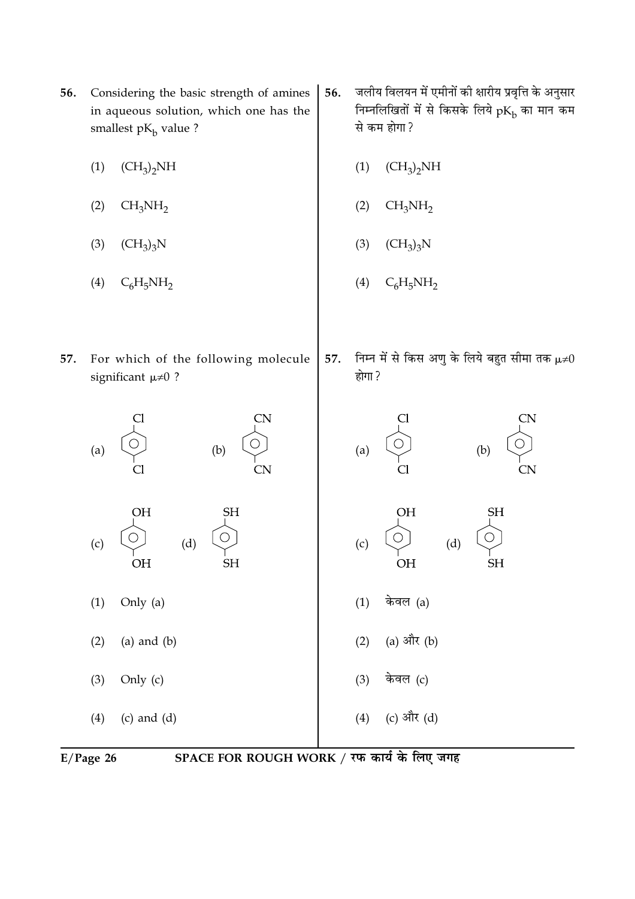56. Considering the basic strength of amines in aqueous solution, which one has the smallest $pK_b$ value ?

(1) $(CH_3)_2NH$

(2) $CH_3NH_2$

(3) $(CH_3)_3N$

(4) $C_6H_5NH_2$

56. जलीय विलयन में एमीनों की क्षारीय प्रवृत्ति के अनुसार निम्नलिखितों में से किसके लिये $pK_b$ का मान कम से कम होगा ?

(1) $(CH_3)_2NH$

(2) $CH_3NH_2$

(3) $(CH_3)_3N$

(4) $C_6H_5NH_2$

57. For which of the following molecule significant $\mu \neq 0$ ?

(a) p-Dichlorobenzene (Cl at para positions on benzene ring)

(b) p-Dicyanobenzene (CN at para positions on benzene ring)

(c) Hydroquinone (OH at para positions on benzene ring)

(d) Benzene-1,4-dithiol (SH at para positions on benzene ring)

(1) Only (a)

(2) (a) and (b)

(3) Only (c)

(4) (c) and (d)

57. निम्न में से किस अणु के लिये बहुत सीमा तक $\mu \neq 0$ होगा ?

(a) p-Dichlorobenzene (Cl at para positions on benzene ring)

(b) p-Dicyanobenzene (CN at para positions on benzene ring)

(c) Hydroquinone (OH at para positions on benzene ring)

(d) Benzene-1,4-dithiol (SH at para positions on benzene ring)

(1) केवल (a)

(2) (a) और (b)

(3) केवल (c)

(4) (c) और (d)

SPACE FOR ROUGH WORK / रफ कार्य के लिए जगह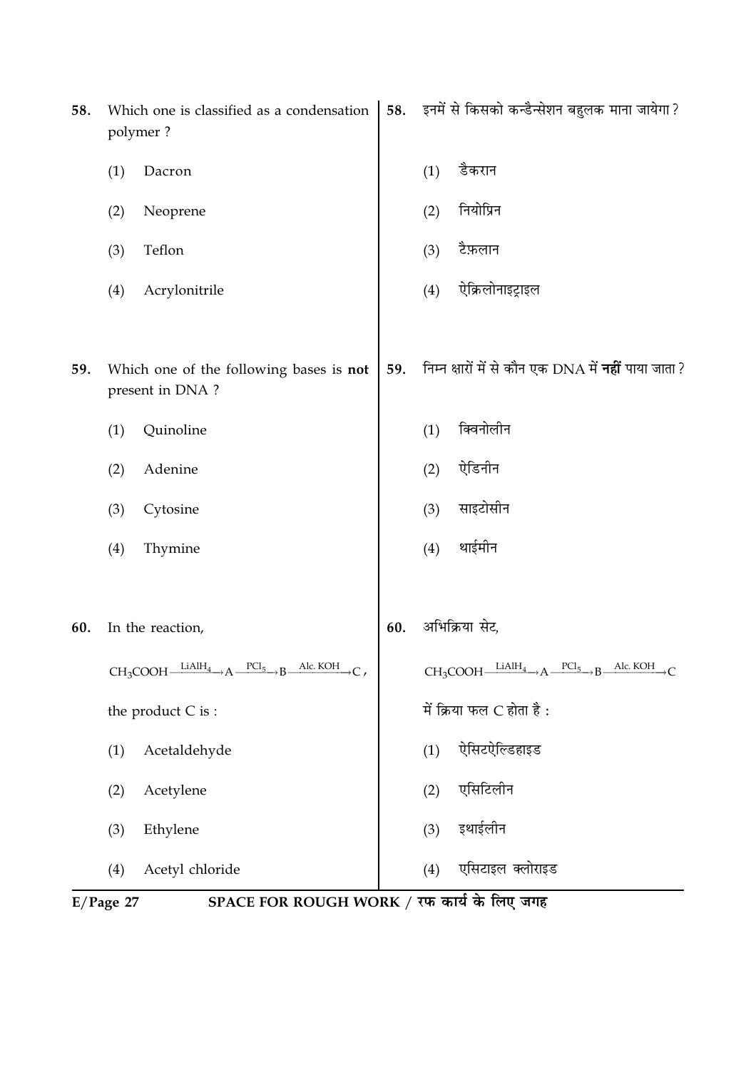58. Which one is classified as a condensation polymer ?

(1) Dacron

(2) Neoprene

(3) Teflon

(4) Acrylonitrile

58. इनमें से किसको कन्डैन्सेशन बहुलक माना जायेगा ?

(1) डैकरान

(2) नियोप्रिन

(3) टैफ़लान

(4) ऐक्रिलोनाइट्राइल

59. Which one of the following bases is **not** present in DNA ?

(1) Quinoline

(2) Adenine

(3) Cytosine

(4) Thymine

59. निम्न क्षारों में से कौन एक DNA में **नहीं** पाया जाता ?

(1) क्विनोलीन

(2) ऐडिनीन

(3) साइटोसीन

(4) थाईमीन

60. In the reaction,

$CH_3COOH \xrightarrow{LiAlH_4} A \xrightarrow{PCl_5} B \xrightarrow{Alc.\ KOH} C$,

the product C is :

(1) Acetaldehyde

(2) Acetylene

(3) Ethylene

(4) Acetyl chloride

60. अभिक्रिया सेट,

$CH_3COOH \xrightarrow{LiAlH_4} A \xrightarrow{PCl_5} B \xrightarrow{Alc.\ KOH} C$

में क्रिया फल C होता है :

(1) ऐसिटऐल्डिहाइड

(2) एसिटिलीन

(3) इथाईलीन

(4) एसिटाइल क्लोराइड

SPACE FOR ROUGH WORK / रफ कार्य के लिए जगह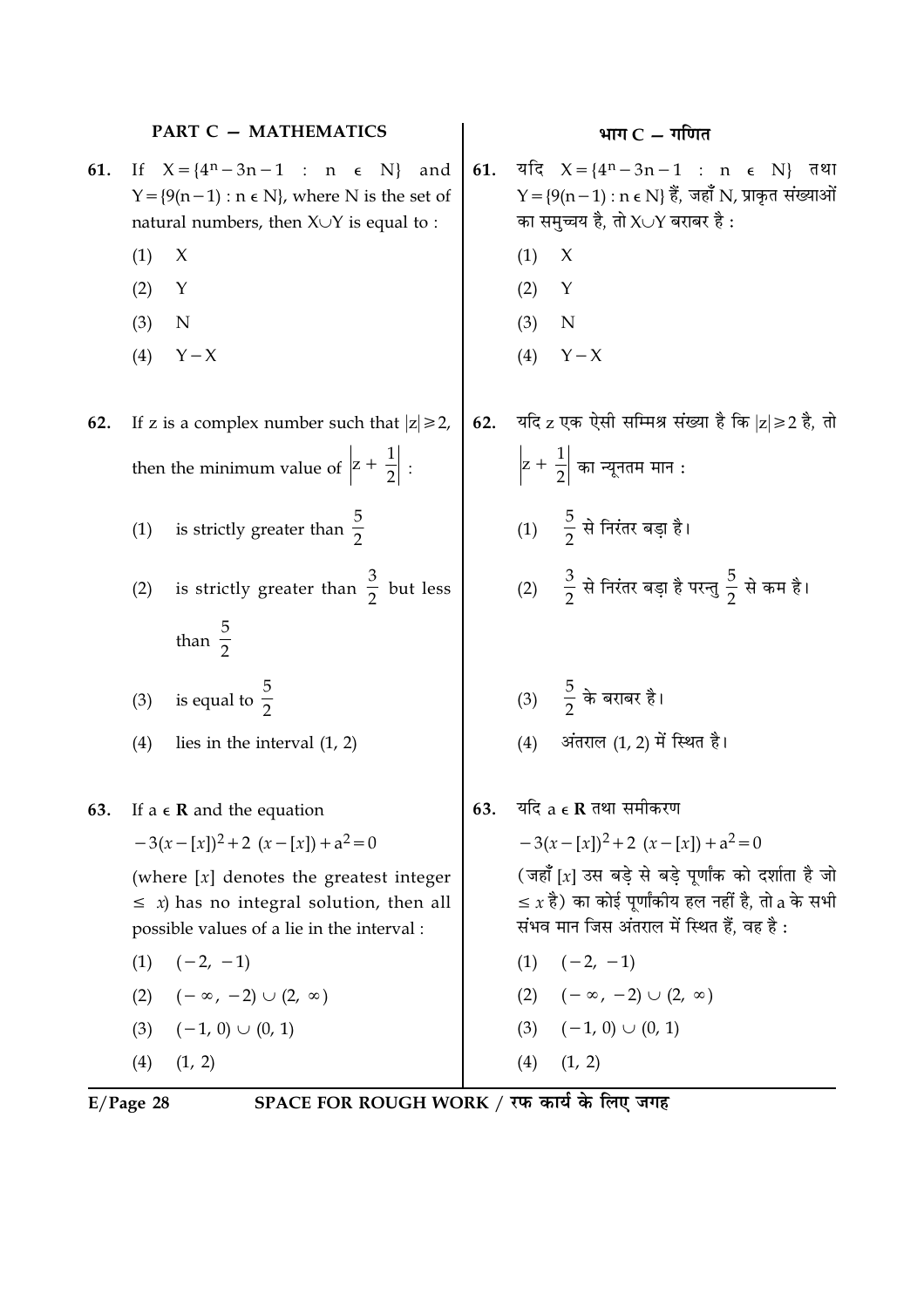## PART C — MATHEMATICS

**61.** If $X = \{4^n - 3n - 1 : n \in N\}$ and $Y = \{9(n-1) : n \in N\}$, where N is the set of natural numbers, then $X \cup Y$ is equal to :

(1) X

(2) Y

(3) N

(4) $Y - X$

**62.** If z is a complex number such that $|z| \geq 2$, then the minimum value of $\left|z + \frac{1}{2}\right|$ :

(1) is strictly greater than $\frac{5}{2}$

(2) is strictly greater than $\frac{3}{2}$ but less than $\frac{5}{2}$

(3) is equal to $\frac{5}{2}$

(4) lies in the interval (1, 2)

**63.** If $a \in \mathbf{R}$ and the equation

$-3(x-[x])^2 + 2\ (x-[x]) + a^2 = 0$

(where $[x]$ denotes the greatest integer $\leq x$) has no integral solution, then all possible values of a lie in the interval :

(1) $(-2, -1)$

(2) $(-\infty, -2) \cup (2, \infty)$

(3) $(-1, 0) \cup (0, 1)$

(4) $(1, 2)$

## भाग C — गणित

**61.** यदि $X = \{4^n - 3n - 1 : n \in N\}$ तथा $Y = \{9(n-1) : n \in N\}$ हैं, जहाँ N, प्राकृत संख्याओं का समुच्चय है, तो $X \cup Y$ बराबर है :

(1) X

(2) Y

(3) N

(4) $Y - X$

**62.** यदि z एक ऐसी सम्मिश्र संख्या है कि $|z| \geq 2$ है, तो $\left|z + \frac{1}{2}\right|$ का न्यूनतम मान :

(1) $\frac{5}{2}$ से निरंतर बड़ा है।

(2) $\frac{3}{2}$ से निरंतर बड़ा है परन्तु $\frac{5}{2}$ से कम है।

(3) $\frac{5}{2}$ के बराबर है।

(4) अंतराल (1, 2) में स्थित है।

**63.** यदि $a \in \mathbf{R}$ तथा समीकरण

$-3(x-[x])^2 + 2\ (x-[x]) + a^2 = 0$

(जहाँ $[x]$ उस बड़े से बड़े पूर्णांक को दर्शाता है जो $\leq x$ है) का कोई पूर्णांकीय हल नहीं है, तो a के सभी संभव मान जिस अंतराल में स्थित हैं, वह है :

(1) $(-2, -1)$

(2) $(-\infty, -2) \cup (2, \infty)$

(3) $(-1, 0) \cup (0, 1)$

(4) $(1, 2)$

SPACE FOR ROUGH WORK / रफ कार्य के लिए जगह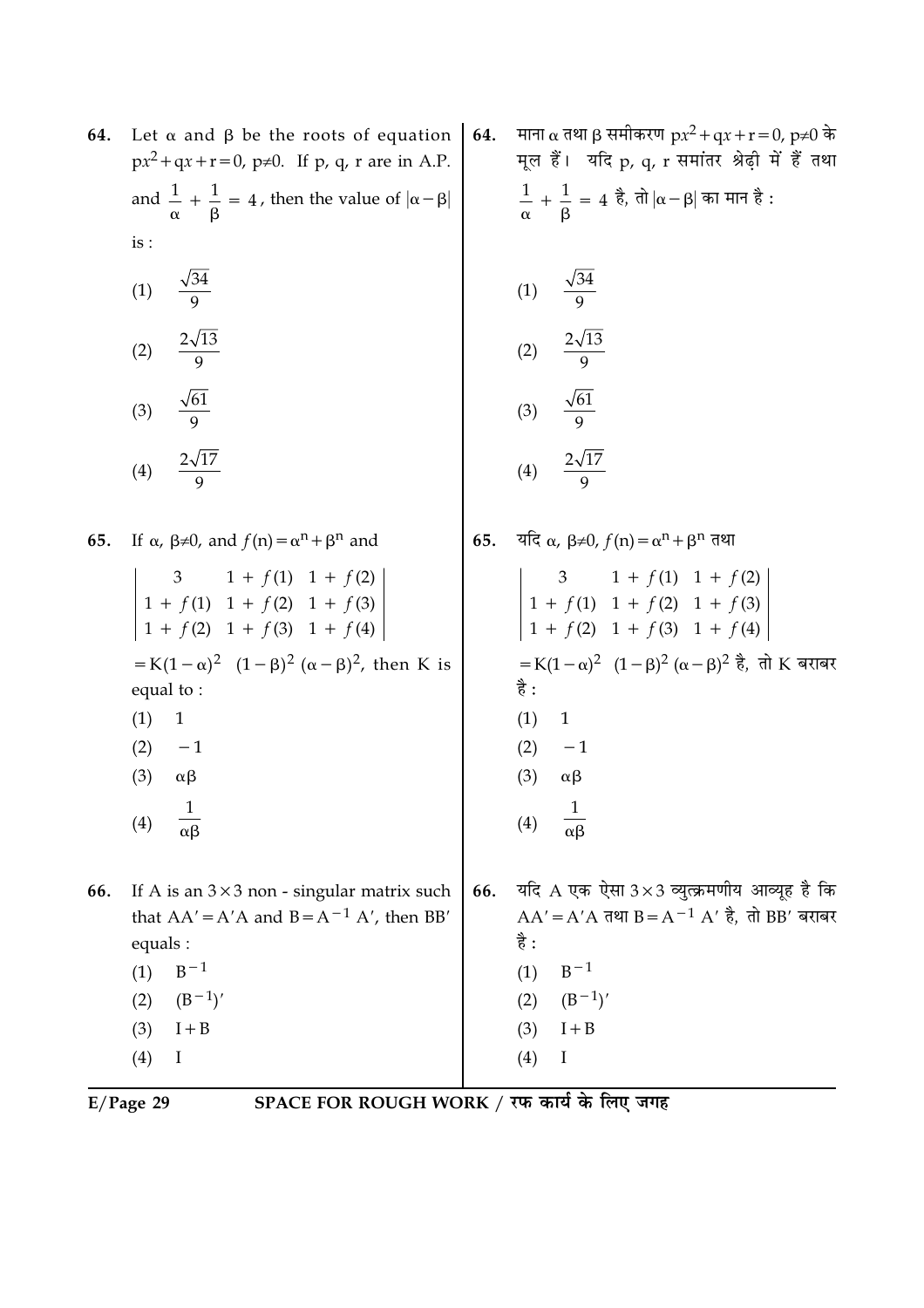**64.** Let $\alpha$ and $\beta$ be the roots of equation $px^2+qx+r=0$, $p\neq0$. If p, q, r are in A.P. and $\frac{1}{\alpha}+\frac{1}{\beta}=4$, then the value of $|\alpha-\beta|$ is :

(1) $\frac{\sqrt{34}}{9}$

(2) $\frac{2\sqrt{13}}{9}$

(3) $\frac{\sqrt{61}}{9}$

(4) $\frac{2\sqrt{17}}{9}$

**64.** माना $\alpha$ तथा $\beta$ समीकरण $px^2+qx+r=0$, $p\neq0$ के मूल हैं। यदि p, q, r समांतर श्रेढ़ी में हैं तथा $\frac{1}{\alpha}+\frac{1}{\beta}=4$ है, तो $|\alpha-\beta|$ का मान है :

(1) $\frac{\sqrt{34}}{9}$

(2) $\frac{2\sqrt{13}}{9}$

(3) $\frac{\sqrt{61}}{9}$

(4) $\frac{2\sqrt{17}}{9}$

**65.** If $\alpha, \beta\neq0$, and $f(n)=\alpha^n+\beta^n$ and

$$\begin{vmatrix} 3 & 1+f(1) & 1+f(2) \\ 1+f(1) & 1+f(2) & 1+f(3) \\ 1+f(2) & 1+f(3) & 1+f(4) \end{vmatrix}$$

$=K(1-\alpha)^2\ (1-\beta)^2\ (\alpha-\beta)^2$, then K is equal to :

(1) 1

(2) $-1$

(3) $\alpha\beta$

(4) $\frac{1}{\alpha\beta}$

**65.** यदि $\alpha, \beta\neq0$, $f(n)=\alpha^n+\beta^n$ तथा

$$\begin{vmatrix} 3 & 1+f(1) & 1+f(2) \\ 1+f(1) & 1+f(2) & 1+f(3) \\ 1+f(2) & 1+f(3) & 1+f(4) \end{vmatrix}$$

$=K(1-\alpha)^2\ (1-\beta)^2\ (\alpha-\beta)^2$ है, तो K बराबर है :

(1) 1

(2) $-1$

(3) $\alpha\beta$

(4) $\frac{1}{\alpha\beta}$

**66.** If A is an $3\times3$ non - singular matrix such that $AA'=A'A$ and $B=A^{-1}A'$, then $BB'$ equals :

(1) $B^{-1}$

(2) $(B^{-1})'$

(3) $I+B$

(4) $I$

**66.** यदि A एक ऐसा $3\times3$ व्युत्क्रमणीय आव्यूह है कि $AA'=A'A$ तथा $B=A^{-1}A'$ है, तो $BB'$ बराबर है :

(1) $B^{-1}$

(2) $(B^{-1})'$

(3) $I+B$

(4) $I$

SPACE FOR ROUGH WORK / रफ कार्य के लिए जगह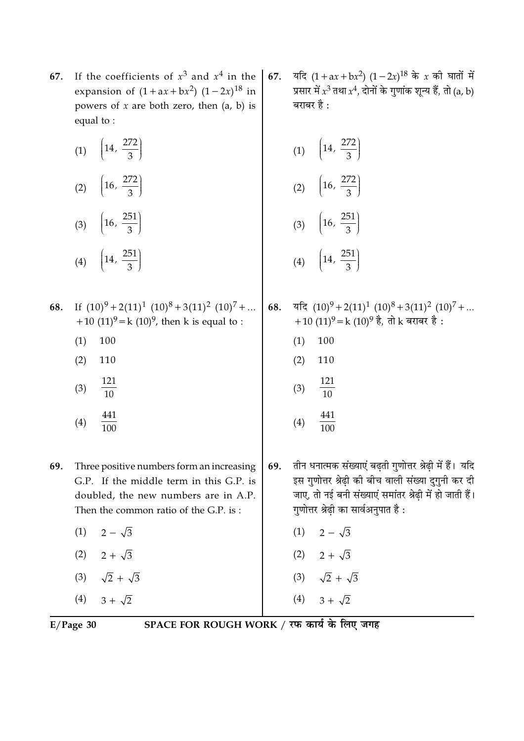67. If the coefficients of $x^3$ and $x^4$ in the expansion of $(1 + ax + bx^2)(1 - 2x)^{18}$ in powers of $x$ are both zero, then (a, b) is equal to :

(1) $\left(14, \frac{272}{3}\right)$

(2) $\left(16, \frac{272}{3}\right)$

(3) $\left(16, \frac{251}{3}\right)$

(4) $\left(14, \frac{251}{3}\right)$

67. यदि $(1 + ax + bx^2)(1 - 2x)^{18}$ के $x$ की घातों में प्रसार में $x^3$ तथा $x^4$, दोनों के गुणांक शून्य हैं, तो (a, b) बराबर है :

(1) $\left(14, \frac{272}{3}\right)$

(2) $\left(16, \frac{272}{3}\right)$

(3) $\left(16, \frac{251}{3}\right)$

(4) $\left(14, \frac{251}{3}\right)$

68. If $(10)^9 + 2(11)^1 (10)^8 + 3(11)^2 (10)^7 + ... + 10 (11)^9 = k (10)^9$, then k is equal to :

(1) 100

(2) 110

(3) $\frac{121}{10}$

(4) $\frac{441}{100}$

68. यदि $(10)^9 + 2(11)^1 (10)^8 + 3(11)^2 (10)^7 + ... + 10 (11)^9 = k (10)^9$ है, तो k बराबर है :

(1) 100

(2) 110

(3) $\frac{121}{10}$

(4) $\frac{441}{100}$

69. Three positive numbers form an increasing G.P. If the middle term in this G.P. is doubled, the new numbers are in A.P. Then the common ratio of the G.P. is :

(1) $2 - \sqrt{3}$

(2) $2 + \sqrt{3}$

(3) $\sqrt{2} + \sqrt{3}$

(4) $3 + \sqrt{2}$

69. तीन धनात्मक संख्याएं बढ़ती गुणोत्तर श्रेढ़ी में हैं। यदि इस गुणोत्तर श्रेढ़ी की बीच वाली संख्या दुगुनी कर दी जाए, तो नई बनी संख्याएं समांतर श्रेढ़ी में हो जाती हैं। गुणोत्तर श्रेढ़ी का सार्वअनुपात है :

(1) $2 - \sqrt{3}$

(2) $2 + \sqrt{3}$

(3) $\sqrt{2} + \sqrt{3}$

(4) $3 + \sqrt{2}$

SPACE FOR ROUGH WORK / रफ कार्य के लिए जगह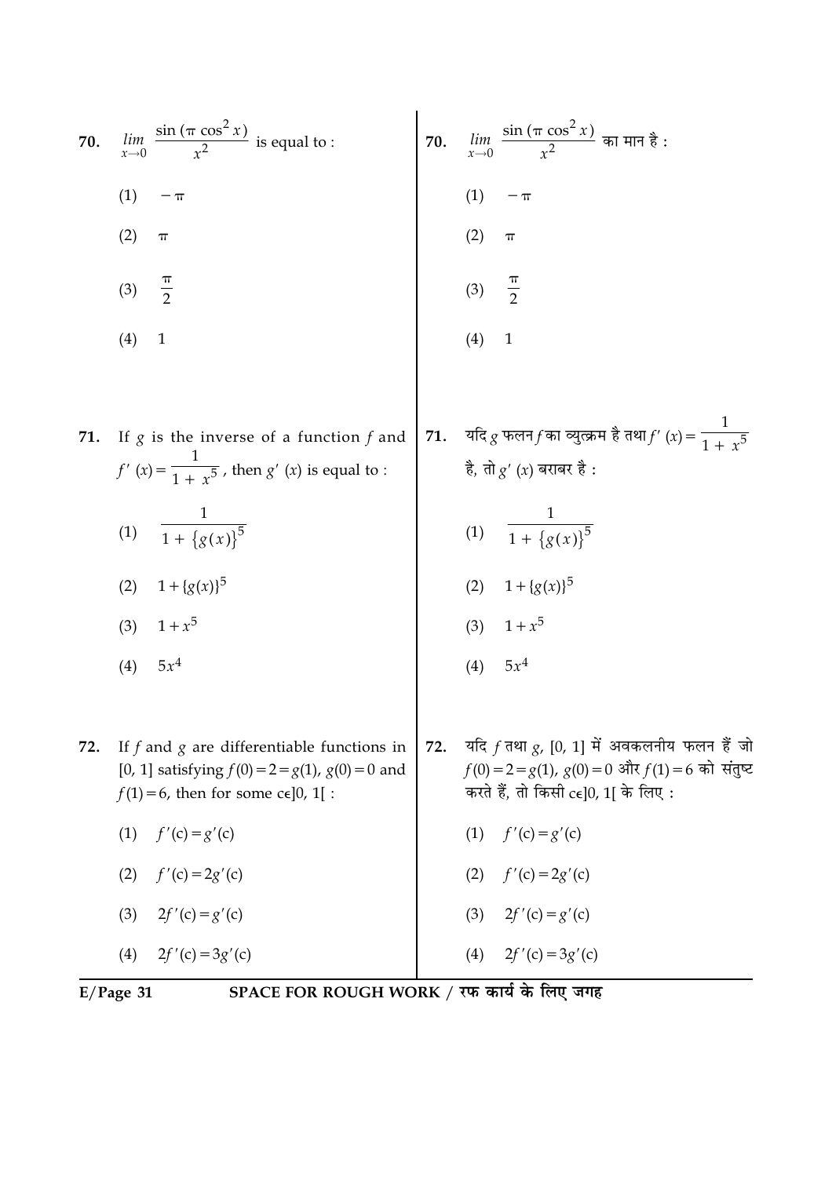70. $\lim_{x \to 0} \dfrac{\sin(\pi \cos^2 x)}{x^2}$ is equal to :

(1) $-\pi$

(2) $\pi$

(3) $\dfrac{\pi}{2}$

(4) $1$

70. $\lim_{x \to 0} \dfrac{\sin(\pi \cos^2 x)}{x^2}$ का मान है :

(1) $-\pi$

(2) $\pi$

(3) $\dfrac{\pi}{2}$

(4) $1$

71. If $g$ is the inverse of a function $f$ and $f'(x) = \dfrac{1}{1 + x^5}$, then $g'(x)$ is equal to :

(1) $\dfrac{1}{1 + \{g(x)\}^5}$

(2) $1 + \{g(x)\}^5$

(3) $1 + x^5$

(4) $5x^4$

71. यदि $g$ फलन $f$ का व्युत्क्रम है तथा $f'(x) = \dfrac{1}{1 + x^5}$ है, तो $g'(x)$ बराबर है :

(1) $\dfrac{1}{1 + \{g(x)\}^5}$

(2) $1 + \{g(x)\}^5$

(3) $1 + x^5$

(4) $5x^4$

72. If $f$ and $g$ are differentiable functions in $[0, 1]$ satisfying $f(0) = 2 = g(1)$, $g(0) = 0$ and $f(1) = 6$, then for some $c \in ]0, 1[$ :

(1) $f'(c) = g'(c)$

(2) $f'(c) = 2g'(c)$

(3) $2f'(c) = g'(c)$

(4) $2f'(c) = 3g'(c)$

72. यदि $f$ तथा $g$, $[0, 1]$ में अवकलनीय फलन हैं जो $f(0) = 2 = g(1)$, $g(0) = 0$ और $f(1) = 6$ को संतुष्ट करते हैं, तो किसी $c \in ]0, 1[$ के लिए :

(1) $f'(c) = g'(c)$

(2) $f'(c) = 2g'(c)$

(3) $2f'(c) = g'(c)$

(4) $2f'(c) = 3g'(c)$

SPACE FOR ROUGH WORK / रफ कार्य के लिए जगह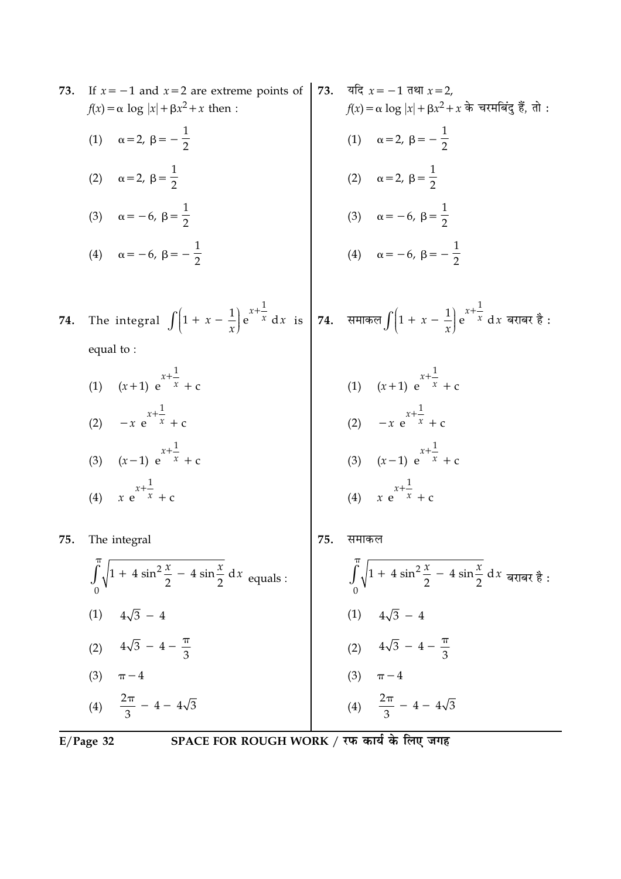73. If $x = -1$ and $x = 2$ are extreme points of $f(x) = \alpha \log |x| + \beta x^2 + x$ then :

(1) $\alpha = 2, \beta = -\frac{1}{2}$

(2) $\alpha = 2, \beta = \frac{1}{2}$

(3) $\alpha = -6, \beta = \frac{1}{2}$

(4) $\alpha = -6, \beta = -\frac{1}{2}$

73. यदि $x = -1$ तथा $x = 2$, $f(x) = \alpha \log |x| + \beta x^2 + x$ के चरमबिंदु हैं, तो :

(1) $\alpha = 2, \beta = -\frac{1}{2}$

(2) $\alpha = 2, \beta = \frac{1}{2}$

(3) $\alpha = -6, \beta = \frac{1}{2}$

(4) $\alpha = -6, \beta = -\frac{1}{2}$

74. The integral $\int \left(1 + x - \frac{1}{x}\right) e^{x+\frac{1}{x}} dx$ is equal to :

(1) $(x+1)\, e^{x+\frac{1}{x}} + c$

(2) $-x\, e^{x+\frac{1}{x}} + c$

(3) $(x-1)\, e^{x+\frac{1}{x}} + c$

(4) $x\, e^{x+\frac{1}{x}} + c$

74. समाकल $\int \left(1 + x - \frac{1}{x}\right) e^{x+\frac{1}{x}} dx$ बराबर है :

(1) $(x+1)\, e^{x+\frac{1}{x}} + c$

(2) $-x\, e^{x+\frac{1}{x}} + c$

(3) $(x-1)\, e^{x+\frac{1}{x}} + c$

(4) $x\, e^{x+\frac{1}{x}} + c$

75. The integral

$$\int_0^{\pi} \sqrt{1 + 4\sin^2\frac{x}{2} - 4\sin\frac{x}{2}}\, dx \text{ equals :}$$

(1) $4\sqrt{3} - 4$

(2) $4\sqrt{3} - 4 - \frac{\pi}{3}$

(3) $\pi - 4$

(4) $\frac{2\pi}{3} - 4 - 4\sqrt{3}$

75. समाकल

$$\int_0^{\pi} \sqrt{1 + 4\sin^2\frac{x}{2} - 4\sin\frac{x}{2}}\, dx \text{ बराबर है :}$$

(1) $4\sqrt{3} - 4$

(2) $4\sqrt{3} - 4 - \frac{\pi}{3}$

(3) $\pi - 4$

(4) $\frac{2\pi}{3} - 4 - 4\sqrt{3}$

SPACE FOR ROUGH WORK / रफ कार्य के लिए जगह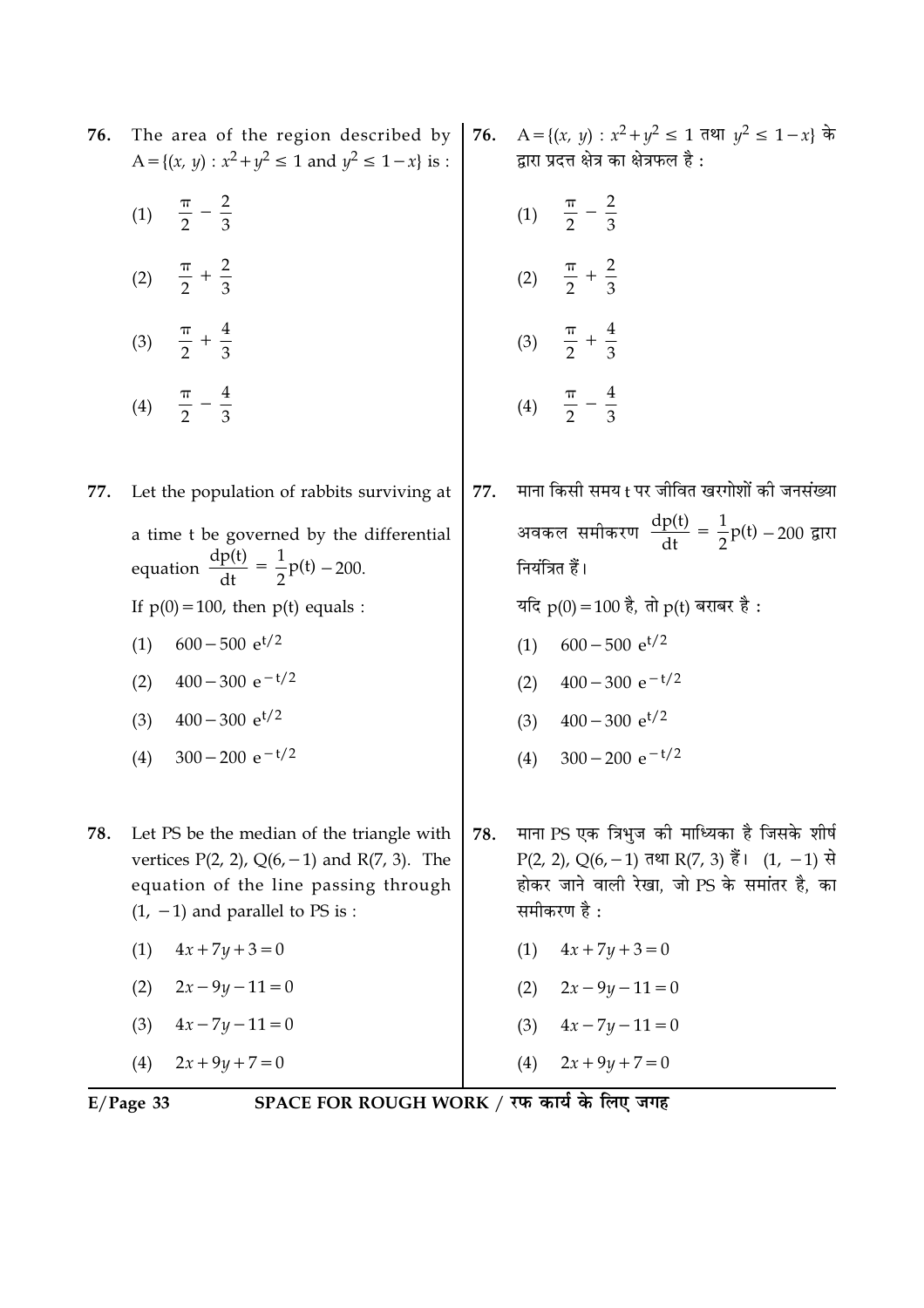76. The area of the region described by $A = \{(x, y) : x^2 + y^2 \leq 1 \text{ and } y^2 \leq 1 - x\}$ is :

(1) $\frac{\pi}{2} - \frac{2}{3}$

(2) $\frac{\pi}{2} + \frac{2}{3}$

(3) $\frac{\pi}{2} + \frac{4}{3}$

(4) $\frac{\pi}{2} - \frac{4}{3}$

76. $A = \{(x, y) : x^2 + y^2 \leq 1$ तथा $y^2 \leq 1 - x\}$ के द्वारा प्रदत्त क्षेत्र का क्षेत्रफल है :

(1) $\frac{\pi}{2} - \frac{2}{3}$

(2) $\frac{\pi}{2} + \frac{2}{3}$

(3) $\frac{\pi}{2} + \frac{4}{3}$

(4) $\frac{\pi}{2} - \frac{4}{3}$

77. Let the population of rabbits surviving at a time t be governed by the differential equation $\frac{dp(t)}{dt} = \frac{1}{2}p(t) - 200.$

If $p(0) = 100$, then $p(t)$ equals :

(1) $600 - 500\ e^{t/2}$

(2) $400 - 300\ e^{-t/2}$

(3) $400 - 300\ e^{t/2}$

(4) $300 - 200\ e^{-t/2}$

77. माना किसी समय t पर जीवित खरगोशों की जनसंख्या अवकल समीकरण $\frac{dp(t)}{dt} = \frac{1}{2}p(t) - 200$ द्वारा नियंत्रित हैं।

यदि $p(0) = 100$ है, तो $p(t)$ बराबर है :

(1) $600 - 500\ e^{t/2}$

(2) $400 - 300\ e^{-t/2}$

(3) $400 - 300\ e^{t/2}$

(4) $300 - 200\ e^{-t/2}$

78. Let PS be the median of the triangle with vertices $P(2, 2)$, $Q(6, -1)$ and $R(7, 3)$. The equation of the line passing through $(1, -1)$ and parallel to PS is :

(1) $4x + 7y + 3 = 0$

(2) $2x - 9y - 11 = 0$

(3) $4x - 7y - 11 = 0$

(4) $2x + 9y + 7 = 0$

78. माना PS एक त्रिभुज की माध्यिका है जिसके शीर्ष $P(2, 2)$, $Q(6, -1)$ तथा $R(7, 3)$ हैं। $(1, -1)$ से होकर जाने वाली रेखा, जो PS के समांतर है, का समीकरण है :

(1) $4x + 7y + 3 = 0$

(2) $2x - 9y - 11 = 0$

(3) $4x - 7y - 11 = 0$

(4) $2x + 9y + 7 = 0$

SPACE FOR ROUGH WORK / रफ कार्य के लिए जगह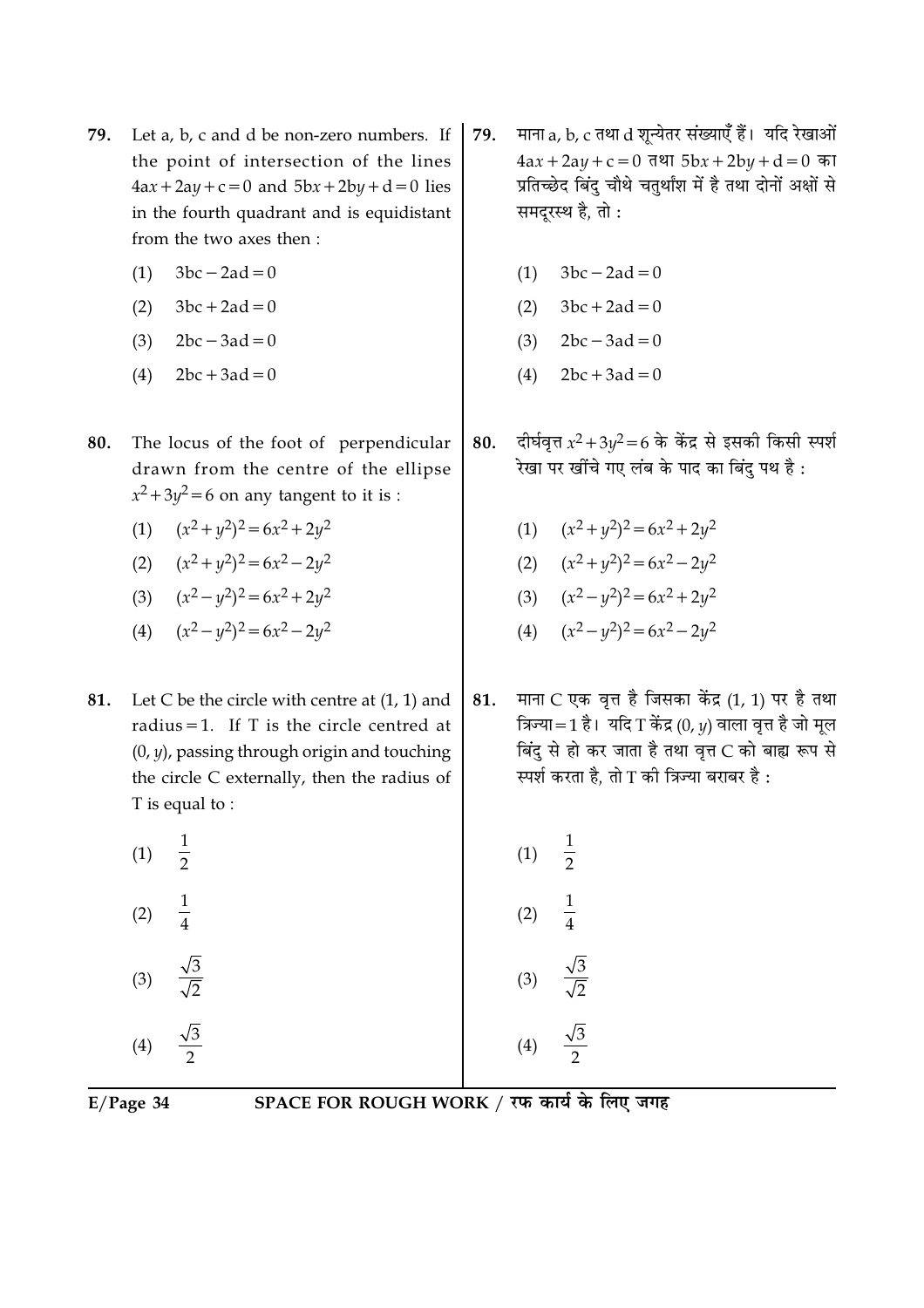79. Let a, b, c and d be non-zero numbers. If the point of intersection of the lines $4ax + 2ay + c = 0$ and $5bx + 2by + d = 0$ lies in the fourth quadrant and is equidistant from the two axes then :

(1) $3bc - 2ad = 0$

(2) $3bc + 2ad = 0$

(3) $2bc - 3ad = 0$

(4) $2bc + 3ad = 0$

79. माना a, b, c तथा d शून्येतर संख्याएँ हैं। यदि रेखाओं $4ax + 2ay + c = 0$ तथा $5bx + 2by + d = 0$ का प्रतिच्छेद बिंदु चौथे चतुर्थांश में है तथा दोनों अक्षों से समदूरस्थ है, तो :

(1) $3bc - 2ad = 0$

(2) $3bc + 2ad = 0$

(3) $2bc - 3ad = 0$

(4) $2bc + 3ad = 0$

80. The locus of the foot of perpendicular drawn from the centre of the ellipse $x^2 + 3y^2 = 6$ on any tangent to it is :

(1) $(x^2 + y^2)^2 = 6x^2 + 2y^2$

(2) $(x^2 + y^2)^2 = 6x^2 - 2y^2$

(3) $(x^2 - y^2)^2 = 6x^2 + 2y^2$

(4) $(x^2 - y^2)^2 = 6x^2 - 2y^2$

80. दीर्घवृत्त $x^2 + 3y^2 = 6$ के केंद्र से इसकी किसी स्पर्श रेखा पर खींचे गए लंब के पाद का बिंदु पथ है :

(1) $(x^2 + y^2)^2 = 6x^2 + 2y^2$

(2) $(x^2 + y^2)^2 = 6x^2 - 2y^2$

(3) $(x^2 - y^2)^2 = 6x^2 + 2y^2$

(4) $(x^2 - y^2)^2 = 6x^2 - 2y^2$

81. Let C be the circle with centre at (1, 1) and radius = 1. If T is the circle centred at (0, $y$), passing through origin and touching the circle C externally, then the radius of T is equal to :

(1) $\frac{1}{2}$

(2) $\frac{1}{4}$

(3) $\frac{\sqrt{3}}{\sqrt{2}}$

(4) $\frac{\sqrt{3}}{2}$

81. माना C एक वृत्त है जिसका केंद्र (1, 1) पर है तथा त्रिज्या = 1 है। यदि T केंद्र (0, $y$) वाला वृत्त है जो मूल बिंदु से हो कर जाता है तथा वृत्त C को बाह्य रूप से स्पर्श करता है, तो T की त्रिज्या बराबर है :

(1) $\frac{1}{2}$

(2) $\frac{1}{4}$

(3) $\frac{\sqrt{3}}{\sqrt{2}}$

(4) $\frac{\sqrt{3}}{2}$

SPACE FOR ROUGH WORK / रफ कार्य के लिए जगह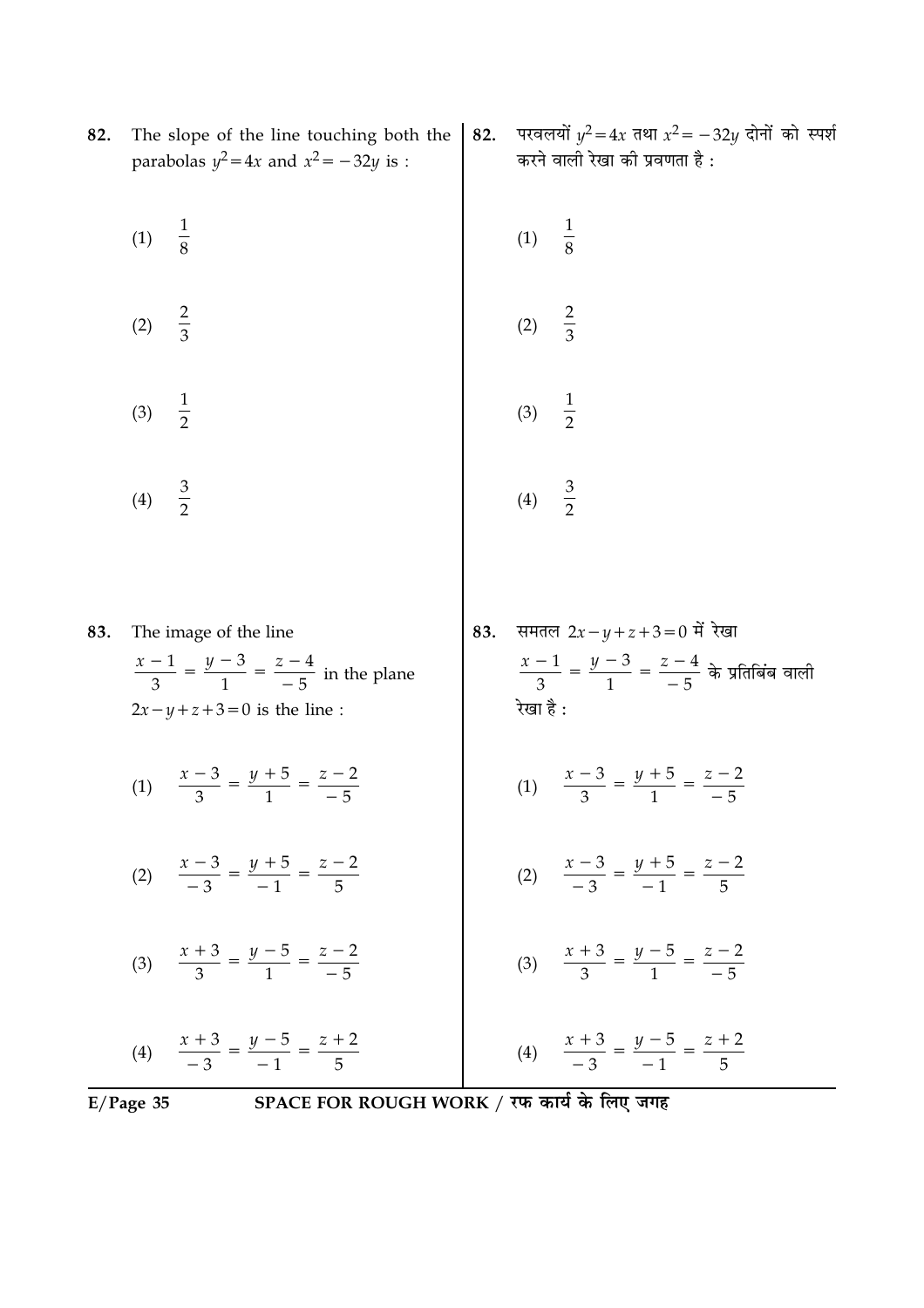82. The slope of the line touching both the parabolas $y^2 = 4x$ and $x^2 = -32y$ is :

(1) $\frac{1}{8}$

(2) $\frac{2}{3}$

(3) $\frac{1}{2}$

(4) $\frac{3}{2}$

82. परवलयों $y^2 = 4x$ तथा $x^2 = -32y$ दोनों को स्पर्श करने वाली रेखा की प्रवणता है :

(1) $\frac{1}{8}$

(2) $\frac{2}{3}$

(3) $\frac{1}{2}$

(4) $\frac{3}{2}$

83. The image of the line $\frac{x-1}{3} = \frac{y-3}{1} = \frac{z-4}{-5}$ in the plane $2x - y + z + 3 = 0$ is the line :

(1) $\frac{x-3}{3} = \frac{y+5}{1} = \frac{z-2}{-5}$

(2) $\frac{x-3}{-3} = \frac{y+5}{-1} = \frac{z-2}{5}$

(3) $\frac{x+3}{3} = \frac{y-5}{1} = \frac{z-2}{-5}$

(4) $\frac{x+3}{-3} = \frac{y-5}{-1} = \frac{z+2}{5}$

83. समतल $2x - y + z + 3 = 0$ में रेखा $\frac{x-1}{3} = \frac{y-3}{1} = \frac{z-4}{-5}$ के प्रतिबिंब वाली रेखा है :

(1) $\frac{x-3}{3} = \frac{y+5}{1} = \frac{z-2}{-5}$

(2) $\frac{x-3}{-3} = \frac{y+5}{-1} = \frac{z-2}{5}$

(3) $\frac{x+3}{3} = \frac{y-5}{1} = \frac{z-2}{-5}$

(4) $\frac{x+3}{-3} = \frac{y-5}{-1} = \frac{z+2}{5}$

SPACE FOR ROUGH WORK / रफ कार्य के लिए जगह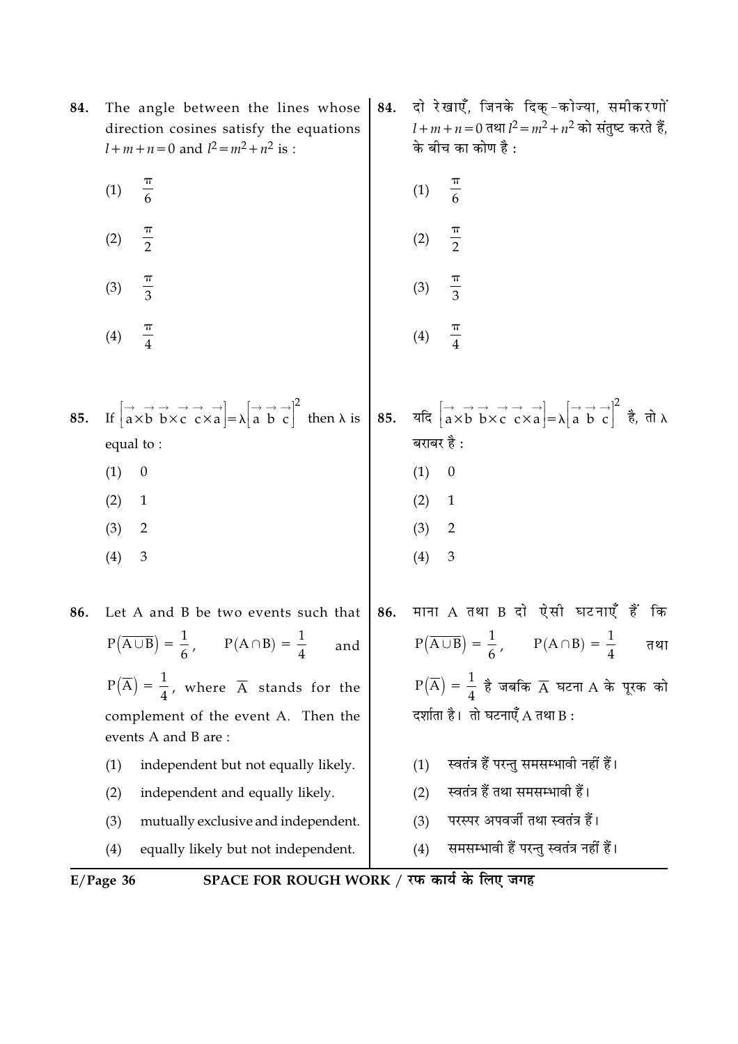84. The angle between the lines whose direction cosines satisfy the equations $l+m+n=0$ and $l^2=m^2+n^2$ is :

(1) $\frac{\pi}{6}$

(2) $\frac{\pi}{2}$

(3) $\frac{\pi}{3}$

(4) $\frac{\pi}{4}$

84. दो रेखाएँ, जिनके दिक्-कोज्या, समीकरणों $l+m+n=0$ तथा $l^2=m^2+n^2$ को संतुष्ट करते हैं, के बीच का कोण है :

(1) $\frac{\pi}{6}$

(2) $\frac{\pi}{2}$

(3) $\frac{\pi}{3}$

(4) $\frac{\pi}{4}$

85. If $\left[\vec{a}\times\vec{b}\ \ \vec{b}\times\vec{c}\ \ \vec{c}\times\vec{a}\right]=\lambda\left[\vec{a}\ \vec{b}\ \vec{c}\right]^2$ then $\lambda$ is equal to :

(1) 0

(2) 1

(3) 2

(4) 3

85. यदि $\left[\vec{a}\times\vec{b}\ \ \vec{b}\times\vec{c}\ \ \vec{c}\times\vec{a}\right]=\lambda\left[\vec{a}\ \vec{b}\ \vec{c}\right]^2$ है, तो $\lambda$ बराबर है :

(1) 0

(2) 1

(3) 2

(4) 3

86. Let A and B be two events such that $P\left(\overline{A\cup B}\right)=\frac{1}{6}$, $P(A\cap B)=\frac{1}{4}$ and $P\left(\overline{A}\right)=\frac{1}{4}$, where $\overline{A}$ stands for the complement of the event A. Then the events A and B are :

(1) independent but not equally likely.

(2) independent and equally likely.

(3) mutually exclusive and independent.

(4) equally likely but not independent.

86. माना A तथा B दो ऐसी घटनाएँ हैं कि $P\left(\overline{A\cup B}\right)=\frac{1}{6}$, $P(A\cap B)=\frac{1}{4}$ तथा $P\left(\overline{A}\right)=\frac{1}{4}$ है जबकि $\overline{A}$ घटना A के पूरक को दर्शाता है। तो घटनाएँ A तथा B :

(1) स्वतंत्र हैं परन्तु समसम्भावी नहीं हैं।

(2) स्वतंत्र हैं तथा समसम्भावी हैं।

(3) परस्पर अपवर्जी तथा स्वतंत्र हैं।

(4) समसम्भावी हैं परन्तु स्वतंत्र नहीं हैं।

SPACE FOR ROUGH WORK / रफ कार्य के लिए जगह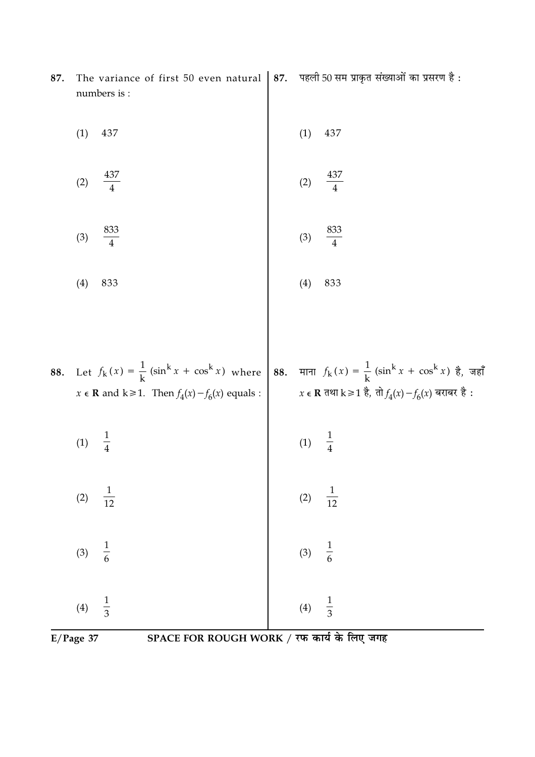87. The variance of first 50 even natural numbers is :

(1) 437

(2) $\frac{437}{4}$

(3) $\frac{833}{4}$

(4) 833

87. पहली 50 सम प्राकृत संख्याओं का प्रसरण है :

(1) 437

(2) $\frac{437}{4}$

(3) $\frac{833}{4}$

(4) 833

88. Let $f_k(x) = \frac{1}{k}(\sin^k x + \cos^k x)$ where $x \in \mathbf{R}$ and $k \geq 1$. Then $f_4(x) - f_6(x)$ equals :

(1) $\frac{1}{4}$

(2) $\frac{1}{12}$

(3) $\frac{1}{6}$

(4) $\frac{1}{3}$

88. माना $f_k(x) = \frac{1}{k}(\sin^k x + \cos^k x)$ है, जहाँ $x \in \mathbf{R}$ तथा $k \geq 1$ है, तो $f_4(x) - f_6(x)$ बराबर है :

(1) $\frac{1}{4}$

(2) $\frac{1}{12}$

(3) $\frac{1}{6}$

(4) $\frac{1}{3}$

SPACE FOR ROUGH WORK / रफ कार्य के लिए जगह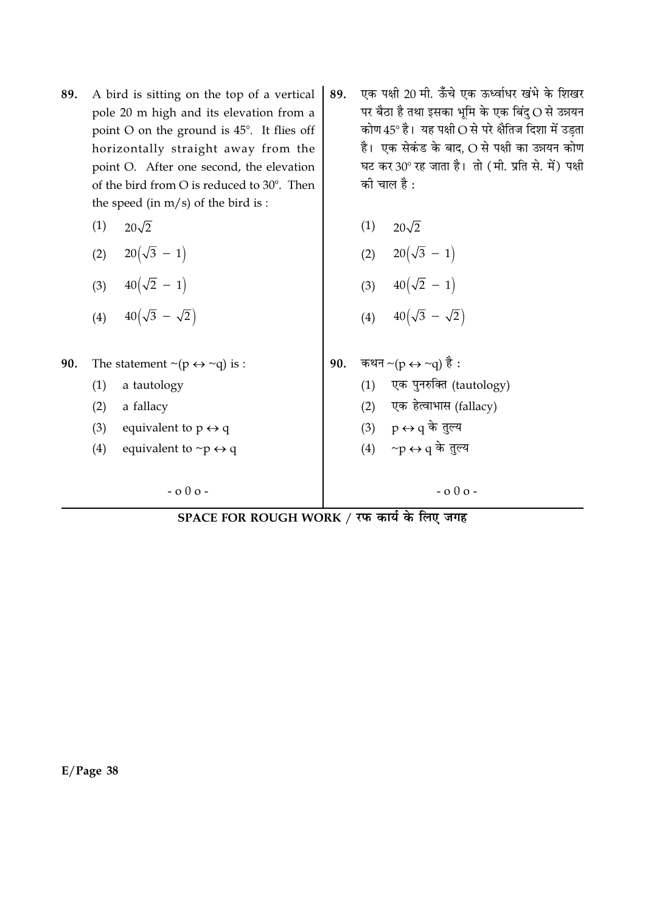89. A bird is sitting on the top of a vertical pole 20 m high and its elevation from a point O on the ground is 45°. It flies off horizontally straight away from the point O. After one second, the elevation of the bird from O is reduced to 30°. Then the speed (in m/s) of the bird is :

(1) $20\sqrt{2}$

(2) $20\left(\sqrt{3} - 1\right)$

(3) $40\left(\sqrt{2} - 1\right)$

(4) $40\left(\sqrt{3} - \sqrt{2}\right)$

90. The statement $\sim(p \leftrightarrow \sim q)$ is :

(1) a tautology

(2) a fallacy

(3) equivalent to $p \leftrightarrow q$

(4) equivalent to $\sim p \leftrightarrow q$

- o 0 o -

89. एक पक्षी 20 मी. ऊँचे एक ऊर्ध्वाधर खंभे के शिखर पर बैठा है तथा इसका भूमि के एक बिंदु O से उन्नयन कोण 45° है। यह पक्षी O से परे क्षैतिज दिशा में उड़ता है। एक सेकंड के बाद, O से पक्षी का उन्नयन कोण घट कर 30° रह जाता है। तो (मी. प्रति से. में) पक्षी की चाल है :

(1) $20\sqrt{2}$

(2) $20\left(\sqrt{3} - 1\right)$

(3) $40\left(\sqrt{2} - 1\right)$

(4) $40\left(\sqrt{3} - \sqrt{2}\right)$

90. कथन $\sim(p \leftrightarrow \sim q)$ है :

(1) एक पुनरुक्ति (tautology)

(2) एक हेत्वाभास (fallacy)

(3) $p \leftrightarrow q$ के तुल्य

(4) $\sim p \leftrightarrow q$ के तुल्य

- o 0 o -

**SPACE FOR ROUGH WORK / रफ कार्य के लिए जगह**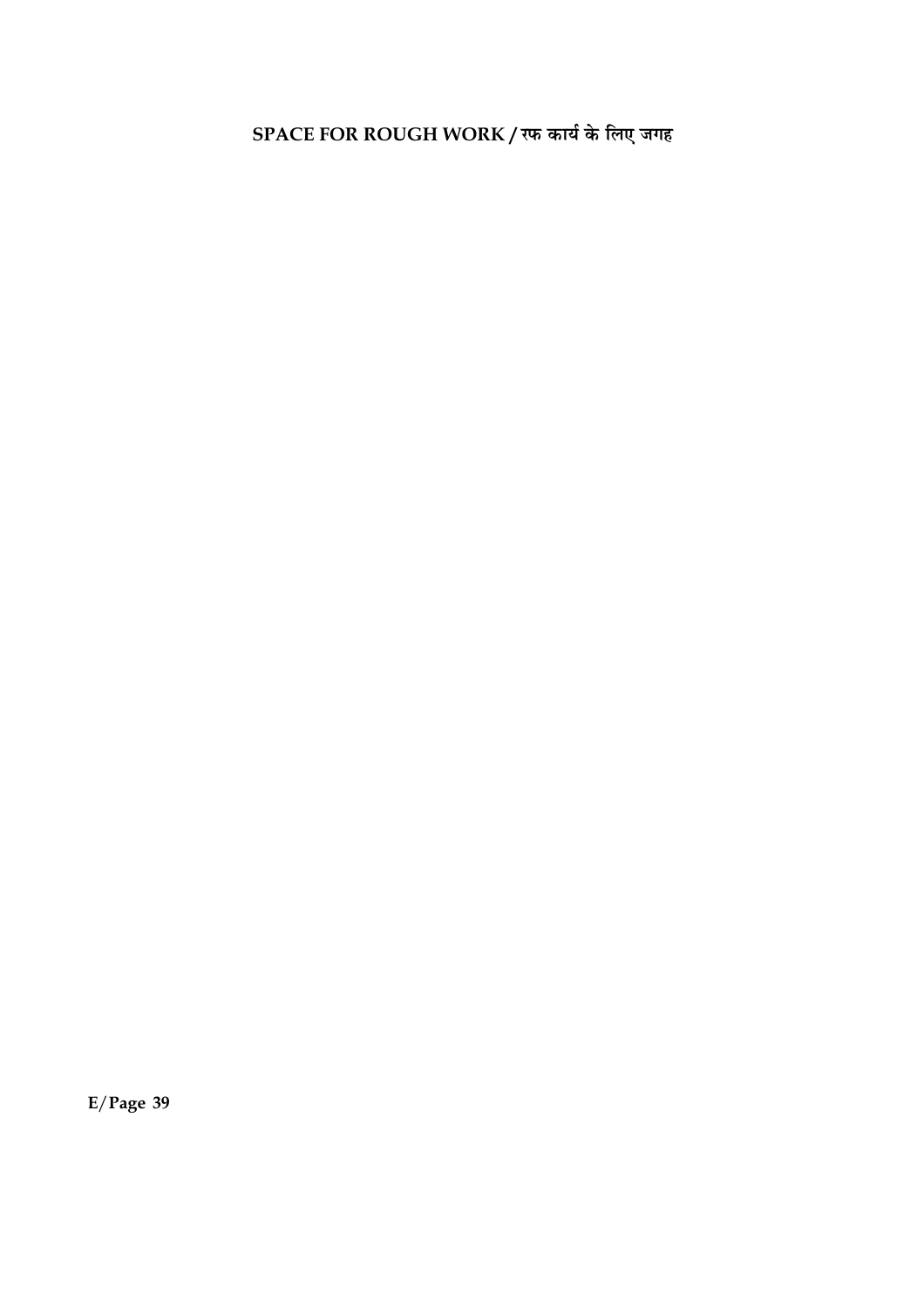**SPACE FOR ROUGH WORK / रफ कार्य के लिए जगह**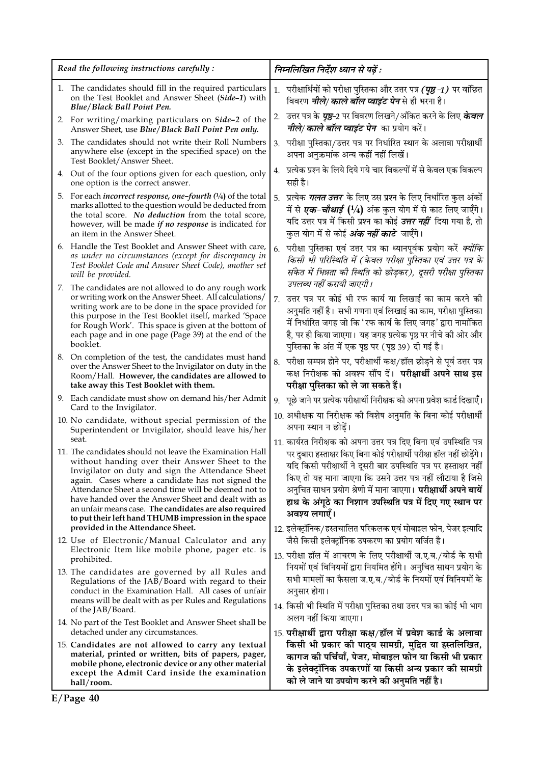| *Read the following instructions carefully :* | *निम्नलिखित निर्देश ध्यान से पढ़ें :* |
| --- | --- |
| 1. The candidates should fill in the required particulars on the Test Booklet and Answer Sheet (*Side–1*) with ***Blue/Black Ball Point Pen.*** | 1. परीक्षार्थियों को परीक्षा पुस्तिका और उत्तर पत्र ***(पृष्ठ -1)*** पर वांछित विवरण ***नीले/ काले बॉल प्वाइंट पेन*** से ही भरना है। |
| 2. For writing/marking particulars on ***Side–2*** of the Answer Sheet, use ***Blue/Black Ball Point Pen only.*** | 2. उत्तर पत्र के ***पृष्ठ-2*** पर विवरण लिखने/अंकित करने के लिए ***केवल नीले/ काले बॉल प्वाइंट पेन*** का प्रयोग करें। |
| 3. The candidates should not write their Roll Numbers anywhere else (except in the specified space) on the Test Booklet/Answer Sheet. | 3. परीक्षा पुस्तिका/उत्तर पत्र पर निर्धारित स्थान के अलावा परीक्षार्थी अपना अनुक्रमांक अन्य कहीं नहीं लिखें। |
| 4. Out of the four options given for each question, only one option is the correct answer. | 4. प्रत्येक प्रश्न के लिये दिये गये चार विकल्पों में से केवल एक विकल्प सही है। |
| 5. For each *incorrect response, one–fourth* (¼) of the total marks allotted to the question would be deducted from the total score. ***No deduction*** from the total score, however, will be made ***if no response*** is indicated for an item in the Answer Sheet. | 5. प्रत्येक ***गलत उत्तर*** के लिए उस प्रश्न के लिए निर्धारित कुल अंकों में से ***एक-चौथाई (¼)*** अंक कुल योग में से काट लिए जाएँगे। यदि उत्तर पत्र में किसी प्रश्न का कोई ***उत्तर नहीं*** दिया गया है, तो कुल योग में से कोई ***अंक नहीं काटे*** जाएँगे। |
| 6. Handle the Test Booklet and Answer Sheet with care, *as under no circumstances (except for discrepancy in Test Booklet Code and Answer Sheet Code), another set will be provided.* | 6. परीक्षा पुस्तिका एवं उत्तर पत्र का ध्यानपूर्वक प्रयोग करें *क्योंकि किसी भी परिस्थिति में (केवल परीक्षा पुस्तिका एवं उत्तर पत्र के संकेत में भिन्नता की स्थिति को छोड़कर), दूसरी परीक्षा पुस्तिका उपलब्ध नहीं करायी जाएगी।* |
| 7. The candidates are not allowed to do any rough work or writing work on the Answer Sheet. All calculations/writing work are to be done in the space provided for this purpose in the Test Booklet itself, marked 'Space for Rough Work'. This space is given at the bottom of each page and in one page (Page 39) at the end of the booklet. | 7. उत्तर पत्र पर कोई भी रफ कार्य या लिखाई का काम करने की अनुमति नहीं है। सभी गणना एवं लिखाई का काम, परीक्षा पुस्तिका में निर्धारित जगह जो कि 'रफ कार्य के लिए जगह' द्वारा नामांकित है, पर ही किया जाएगा। यह जगह प्रत्येक पृष्ठ पर नीचे की ओर और पुस्तिका के अंत में एक पृष्ठ पर (पृष्ठ 39) दी गई है। |
| 8. On completion of the test, the candidates must hand over the Answer Sheet to the Invigilator on duty in the Room/Hall. **However, the candidates are allowed to take away this Test Booklet with them.** | 8. परीक्षा सम्पन्न होने पर, परीक्षार्थी कक्ष/हॉल छोड़ने से पूर्व उत्तर पत्र कक्ष निरीक्षक को अवश्य सौंप दें। **परीक्षार्थी अपने साथ इस परीक्षा पुस्तिका को ले जा सकते हैं।** |
| 9. Each candidate must show on demand his/her Admit Card to the Invigilator. | 9. पूछे जाने पर प्रत्येक परीक्षार्थी निरीक्षक को अपना प्रवेश कार्ड दिखाएँ। |
| 10. No candidate, without special permission of the Superintendent or Invigilator, should leave his/her seat. | 10. अधीक्षक या निरीक्षक की विशेष अनुमति के बिना कोई परीक्षार्थी अपना स्थान न छोड़ें। |
| 11. The candidates should not leave the Examination Hall without handing over their Answer Sheet to the Invigilator on duty and sign the Attendance Sheet again. Cases where a candidate has not signed the Attendance Sheet a second time will be deemed not to have handed over the Answer Sheet and dealt with as an unfair means case. **The candidates are also required to put their left hand THUMB impression in the space provided in the Attendance Sheet.** | 11. कार्यरत निरीक्षक को अपना उत्तर पत्र दिए बिना एवं उपस्थिति पत्र पर दुबारा हस्ताक्षर किए बिना कोई परीक्षार्थी परीक्षा हॉल नहीं छोड़ेंगे। यदि किसी परीक्षार्थी ने दूसरी बार उपस्थिति पत्र पर हस्ताक्षर नहीं किए तो यह माना जाएगा कि उसने उत्तर पत्र नहीं लौटाया है जिसे अनुचित साधन प्रयोग श्रेणी में माना जाएगा। **परीक्षार्थी अपने बायें हाथ के अंगूठे का निशान उपस्थिति पत्र में दिए गए स्थान पर अवश्य लगाएँ।** |
| 12. Use of Electronic/Manual Calculator and any Electronic Item like mobile phone, pager etc. is prohibited. | 12. इलेक्ट्रॉनिक/हस्तचालित परिकलक एवं मोबाइल फोन, पेजर इत्यादि जैसे किसी इलेक्ट्रॉनिक उपकरण का प्रयोग वर्जित है। |
| 13. The candidates are governed by all Rules and Regulations of the JAB/Board with regard to their conduct in the Examination Hall. All cases of unfair means will be dealt with as per Rules and Regulations of the JAB/Board. | 13. परीक्षा हॉल में आचरण के लिए परीक्षार्थी ज.ए.ब./बोर्ड के सभी नियमों एवं विनियमों द्वारा नियमित होंगे। अनुचित साधन प्रयोग के सभी मामलों का फैसला ज.ए.ब./बोर्ड के नियमों एवं विनियमों के अनुसार होगा। |
| 14. No part of the Test Booklet and Answer Sheet shall be detached under any circumstances. | 14. किसी भी स्थिति में परीक्षा पुस्तिका तथा उत्तर पत्र का कोई भी भाग अलग नहीं किया जाएगा। |
| 15. **Candidates are not allowed to carry any textual material, printed or written, bits of papers, pager, mobile phone, electronic device or any other material except the Admit Card inside the examination hall/room.** | 15. **परीक्षार्थी द्वारा परीक्षा कक्ष/हॉल में प्रवेश कार्ड के अलावा किसी भी प्रकार की पाठ्य सामग्री, मुद्रित या हस्तलिखित, कागज की पर्चियाँ, पेजर, मोबाइल फोन या किसी भी प्रकार के इलेक्ट्रॉनिक उपकरणों या किसी अन्य प्रकार की सामग्री को ले जाने या उपयोग करने की अनुमति नहीं है।** |